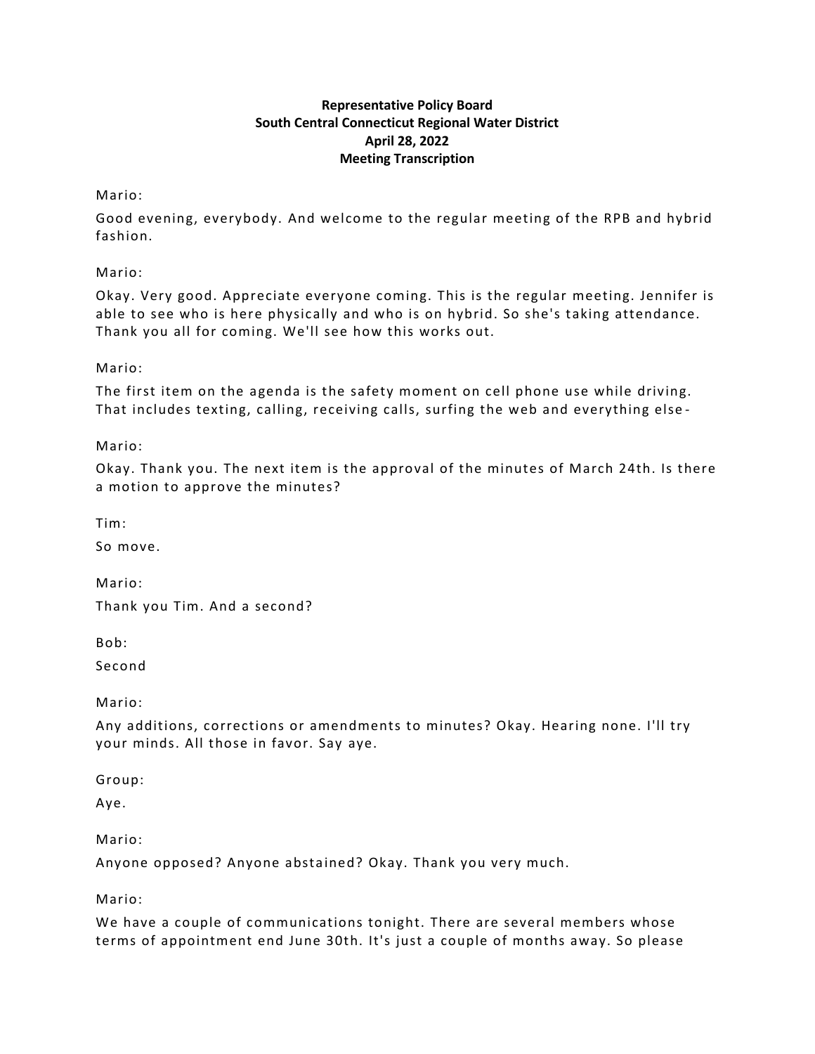**Representative Policy Board**
**South Central Connecticut Regional Water District**
**April 28, 2022**
**Meeting Transcription**

Mario:

Good evening, everybody. And welcome to the regular meeting of the RPB and hybrid fashion.

Mario:

Okay. Very good. Appreciate everyone coming. This is the regular meeting. Jennifer is able to see who is here physically and who is on hybrid. So she's taking attendance. Thank you all for coming. We'll see how this works out.

Mario:

The first item on the agenda is the safety moment on cell phone use while driving. That includes texting, calling, receiving calls, surfing the web and everything else-

Mario:

Okay. Thank you. The next item is the approval of the minutes of March 24th. Is there a motion to approve the minutes?

Tim:

So move.

Mario:

Thank you Tim. And a second?

Bob:

Second

Mario:

Any additions, corrections or amendments to minutes? Okay. Hearing none. I'll try your minds. All those in favor. Say aye.

Group:

Aye.

Mario:

Anyone opposed? Anyone abstained? Okay. Thank you very much.

Mario:

We have a couple of communications tonight. There are several members whose terms of appointment end June 30th. It's just a couple of months away. So please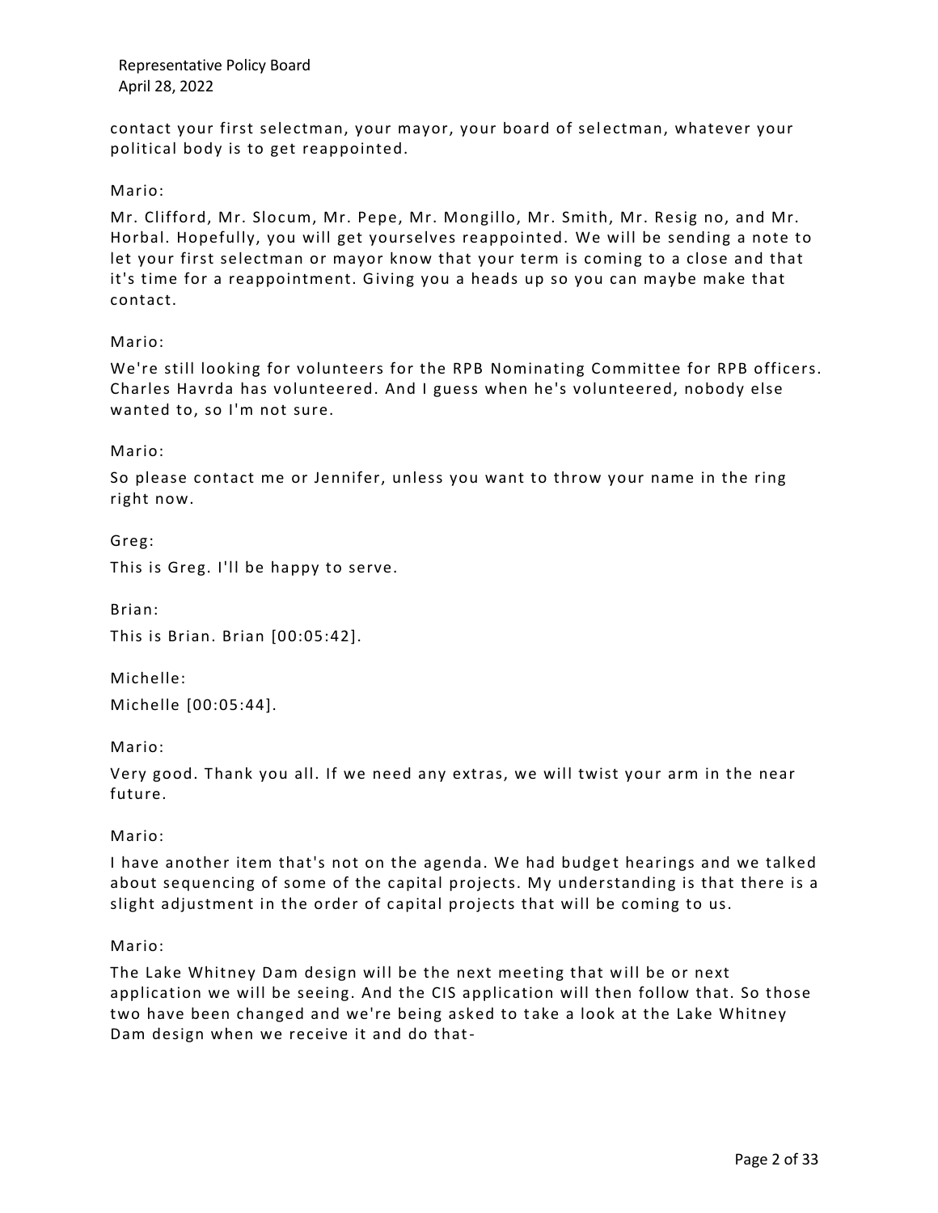contact your first selectman, your mayor, your board of selectman, whatever your political body is to get reappointed.

Mario:

Mr. Clifford, Mr. Slocum, Mr. Pepe, Mr. Mongillo, Mr. Smith, Mr. Resig no, and Mr. Horbal. Hopefully, you will get yourselves reappointed. We will be sending a note to let your first selectman or mayor know that your term is coming to a close and that it's time for a reappointment. Giving you a heads up so you can maybe make that contact.

Mario:

We're still looking for volunteers for the RPB Nominating Committee for RPB officers. Charles Havrda has volunteered. And I guess when he's volunteered, nobody else wanted to, so I'm not sure.

Mario:

So please contact me or Jennifer, unless you want to throw your name in the ring right now.

Greg:

This is Greg. I'll be happy to serve.

Brian:

This is Brian. Brian [00:05:42].

Michelle:

Michelle [00:05:44].

Mario:

Very good. Thank you all. If we need any extras, we will twist your arm in the near future.

Mario:

I have another item that's not on the agenda. We had budget hearings and we talked about sequencing of some of the capital projects. My understanding is that there is a slight adjustment in the order of capital projects that will be coming to us.

Mario:

The Lake Whitney Dam design will be the next meeting that will be or next application we will be seeing. And the CIS application will then follow that. So those two have been changed and we're being asked to take a look at the Lake Whitney Dam design when we receive it and do that-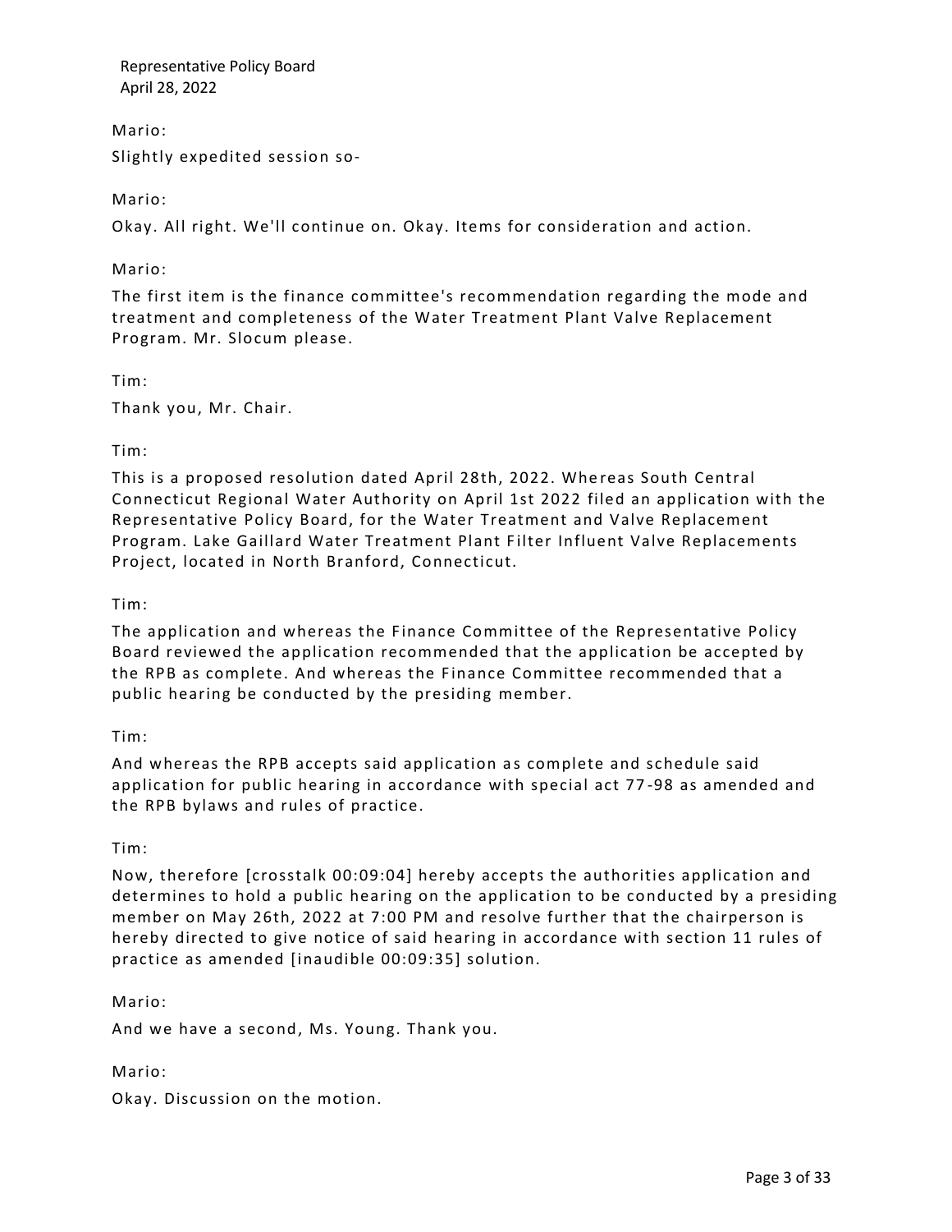Mario:

Slightly expedited session so-

Mario:

Okay. All right. We'll continue on. Okay. Items for consideration and action.

Mario:

The first item is the finance committee's recommendation regarding the mode and treatment and completeness of the Water Treatment Plant Valve Replacement Program. Mr. Slocum please.

Tim:

Thank you, Mr. Chair.

Tim:

This is a proposed resolution dated April 28th, 2022. Whereas South Central Connecticut Regional Water Authority on April 1st 2022 filed an application with the Representative Policy Board, for the Water Treatment and Valve Replacement Program. Lake Gaillard Water Treatment Plant Filter Influent Valve Replacements Project, located in North Branford, Connecticut.

Tim:

The application and whereas the Finance Committee of the Representative Policy Board reviewed the application recommended that the application be accepted by the RPB as complete. And whereas the Finance Committee recommended that a public hearing be conducted by the presiding member.

Tim:

And whereas the RPB accepts said application as complete and schedule said application for public hearing in accordance with special act 77-98 as amended and the RPB bylaws and rules of practice.

Tim:

Now, therefore [crosstalk 00:09:04] hereby accepts the authorities application and determines to hold a public hearing on the application to be conducted by a presiding member on May 26th, 2022 at 7:00 PM and resolve further that the chairperson is hereby directed to give notice of said hearing in accordance with section 11 rules of practice as amended [inaudible 00:09:35] solution.

Mario:

And we have a second, Ms. Young. Thank you.

Mario:

Okay. Discussion on the motion.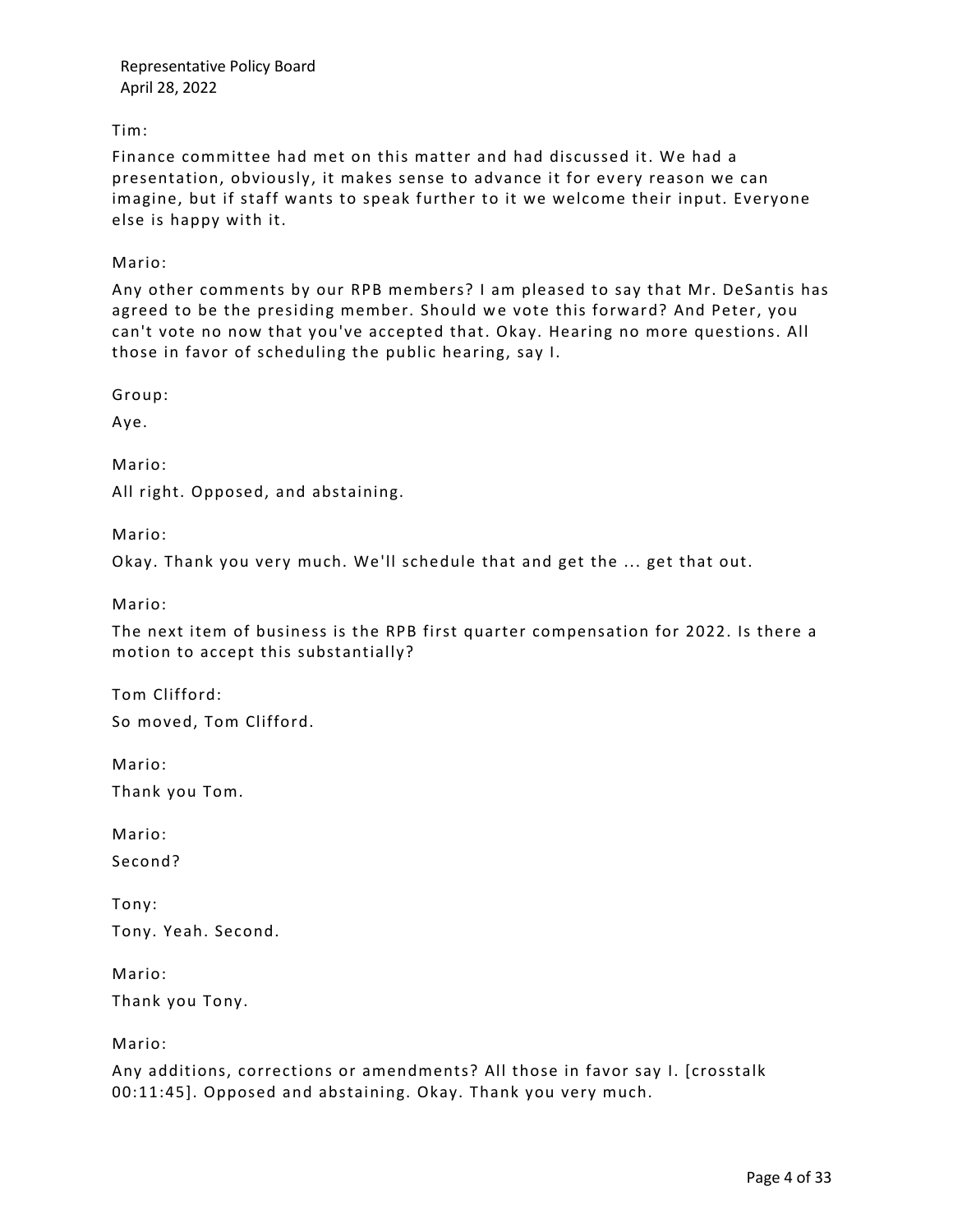Tim:

Finance committee had met on this matter and had discussed it. We had a presentation, obviously, it makes sense to advance it for every reason we can imagine, but if staff wants to speak further to it we welcome their input. Everyone else is happy with it.

Mario:

Any other comments by our RPB members? I am pleased to say that Mr. DeSantis has agreed to be the presiding member. Should we vote this forward? And Peter, you can't vote no now that you've accepted that. Okay. Hearing no more questions. All those in favor of scheduling the public hearing, say I.

Group:

Aye.

Mario:

All right. Opposed, and abstaining.

Mario:

Okay. Thank you very much. We'll schedule that and get the ... get that out.

Mario:

The next item of business is the RPB first quarter compensation for 2022. Is there a motion to accept this substantially?

Tom Clifford:

So moved, Tom Clifford.

Mario:

Thank you Tom.

Mario:

Second?

Tony:

Tony. Yeah. Second.

Mario:

Thank you Tony.

Mario:

Any additions, corrections or amendments? All those in favor say I. [crosstalk 00:11:45]. Opposed and abstaining. Okay. Thank you very much.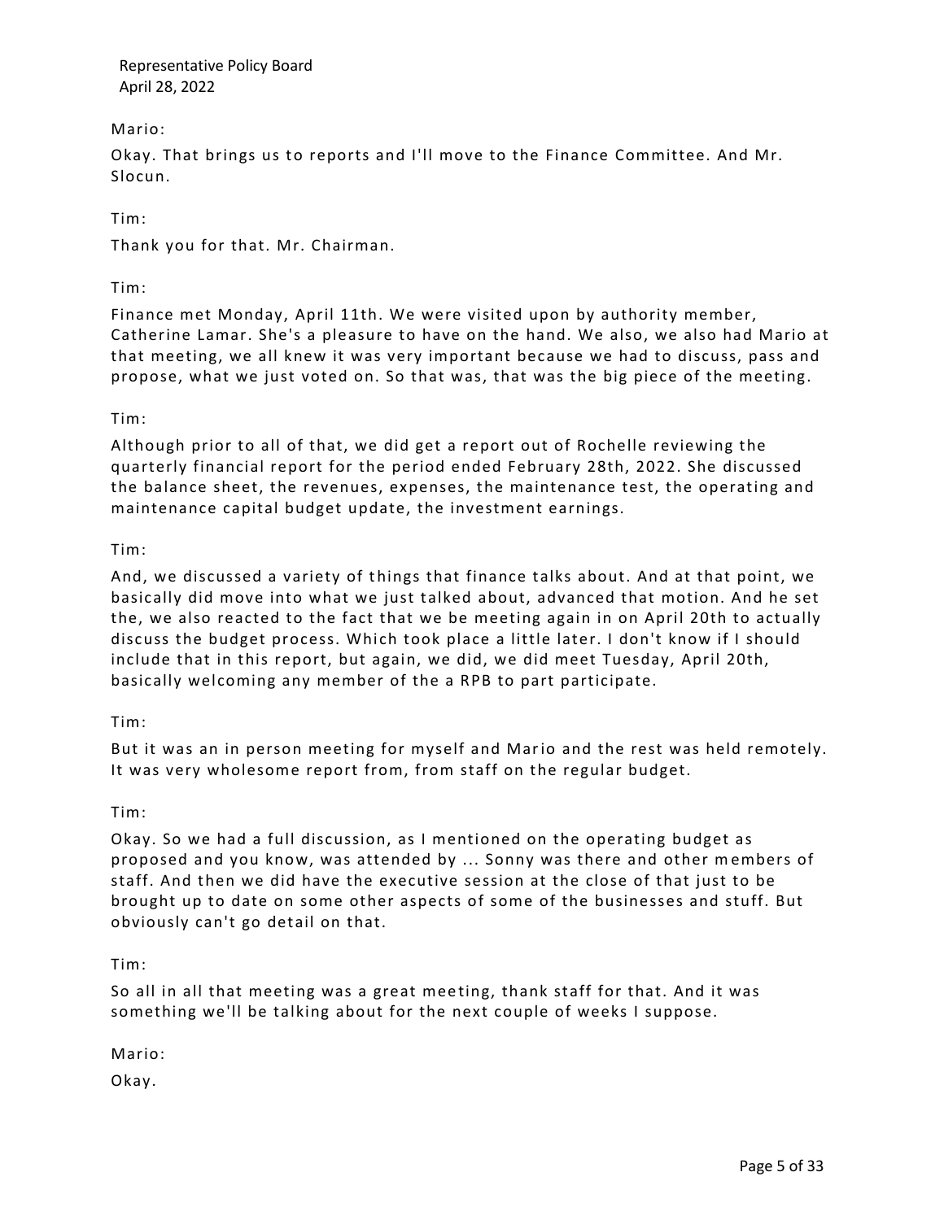Mario:

Okay. That brings us to reports and I'll move to the Finance Committee. And Mr. Slocun.

Tim:

Thank you for that. Mr. Chairman.

Tim:

Finance met Monday, April 11th. We were visited upon by authority member, Catherine Lamar. She's a pleasure to have on the hand. We also, we also had Mario at that meeting, we all knew it was very important because we had to discuss, pass and propose, what we just voted on. So that was, that was the big piece of the meeting.

Tim:

Although prior to all of that, we did get a report out of Rochelle reviewing the quarterly financial report for the period ended February 28th, 2022. She discussed the balance sheet, the revenues, expenses, the maintenance test, the operating and maintenance capital budget update, the investment earnings.

Tim:

And, we discussed a variety of things that finance talks about. And at that point, we basically did move into what we just talked about, advanced that motion. And he set the, we also reacted to the fact that we be meeting again in on April 20th to actually discuss the budget process. Which took place a little later. I don't know if I should include that in this report, but again, we did, we did meet Tuesday, April 20th, basically welcoming any member of the a RPB to part participate.

Tim:

But it was an in person meeting for myself and Mario and the rest was held remotely. It was very wholesome report from, from staff on the regular budget.

Tim:

Okay. So we had a full discussion, as I mentioned on the operating budget as proposed and you know, was attended by ... Sonny was there and other members of staff. And then we did have the executive session at the close of that just to be brought up to date on some other aspects of some of the businesses and stuff. But obviously can't go detail on that.

Tim:

So all in all that meeting was a great meeting, thank staff for that. And it was something we'll be talking about for the next couple of weeks I suppose.

Mario:

Okay.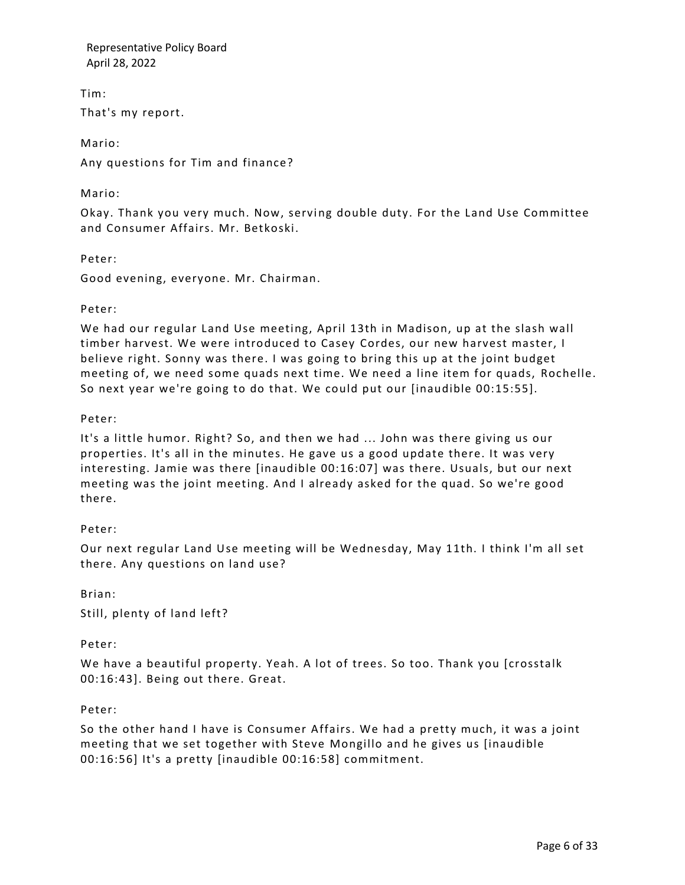Tim:

That's my report.

Mario:

Any questions for Tim and finance?

Mario:

Okay. Thank you very much. Now, serving double duty. For the Land Use Committee and Consumer Affairs. Mr. Betkoski.

Peter:

Good evening, everyone. Mr. Chairman.

Peter:

We had our regular Land Use meeting, April 13th in Madison, up at the slash wall timber harvest. We were introduced to Casey Cordes, our new harvest master, I believe right. Sonny was there. I was going to bring this up at the joint budget meeting of, we need some quads next time. We need a line item for quads, Rochelle. So next year we're going to do that. We could put our [inaudible 00:15:55].

Peter:

It's a little humor. Right? So, and then we had ... John was there giving us our properties. It's all in the minutes. He gave us a good update there. It was very interesting. Jamie was there [inaudible 00:16:07] was there. Usuals, but our next meeting was the joint meeting. And I already asked for the quad. So we're good there.

Peter:

Our next regular Land Use meeting will be Wednesday, May 11th. I think I'm all set there. Any questions on land use?

Brian:

Still, plenty of land left?

Peter:

We have a beautiful property. Yeah. A lot of trees. So too. Thank you [crosstalk 00:16:43]. Being out there. Great.

Peter:

So the other hand I have is Consumer Affairs. We had a pretty much, it was a joint meeting that we set together with Steve Mongillo and he gives us [inaudible 00:16:56] It's a pretty [inaudible 00:16:58] commitment.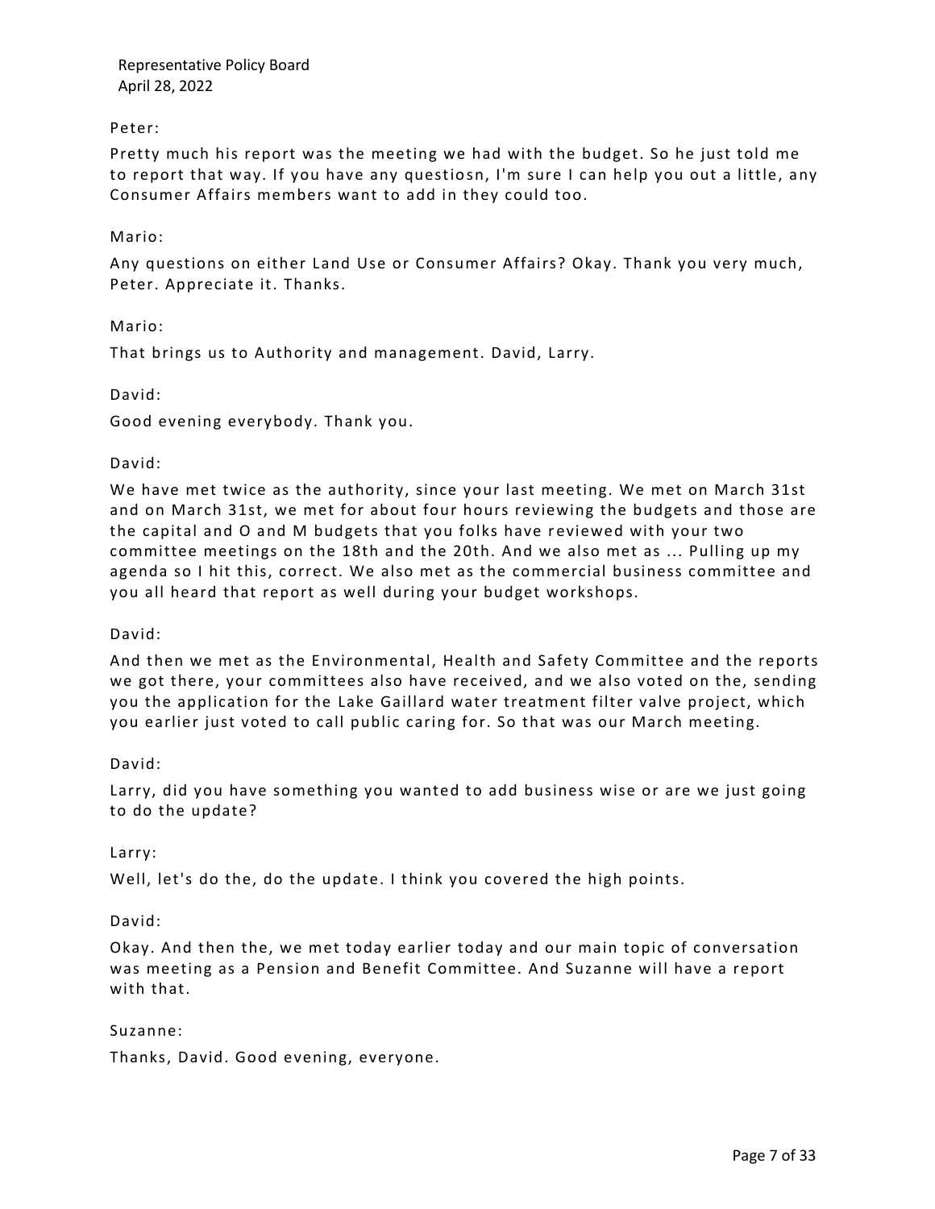Peter:

Pretty much his report was the meeting we had with the budget. So he just told me to report that way. If you have any questiosn, I'm sure I can help you out a little, any Consumer Affairs members want to add in they could too.

Mario:

Any questions on either Land Use or Consumer Affairs? Okay. Thank you very much, Peter. Appreciate it. Thanks.

Mario:

That brings us to Authority and management. David, Larry.

David:

Good evening everybody. Thank you.

David:

We have met twice as the authority, since your last meeting. We met on March 31st and on March 31st, we met for about four hours reviewing the budgets and those are the capital and O and M budgets that you folks have reviewed with your two committee meetings on the 18th and the 20th. And we also met as ... Pulling up my agenda so I hit this, correct. We also met as the commercial business committee and you all heard that report as well during your budget workshops.

David:

And then we met as the Environmental, Health and Safety Committee and the reports we got there, your committees also have received, and we also voted on the, sending you the application for the Lake Gaillard water treatment filter valve project, which you earlier just voted to call public caring for. So that was our March meeting.

David:

Larry, did you have something you wanted to add business wise or are we just going to do the update?

Larry:

Well, let's do the, do the update. I think you covered the high points.

David:

Okay. And then the, we met today earlier today and our main topic of conversation was meeting as a Pension and Benefit Committee. And Suzanne will have a report with that.

Suzanne:

Thanks, David. Good evening, everyone.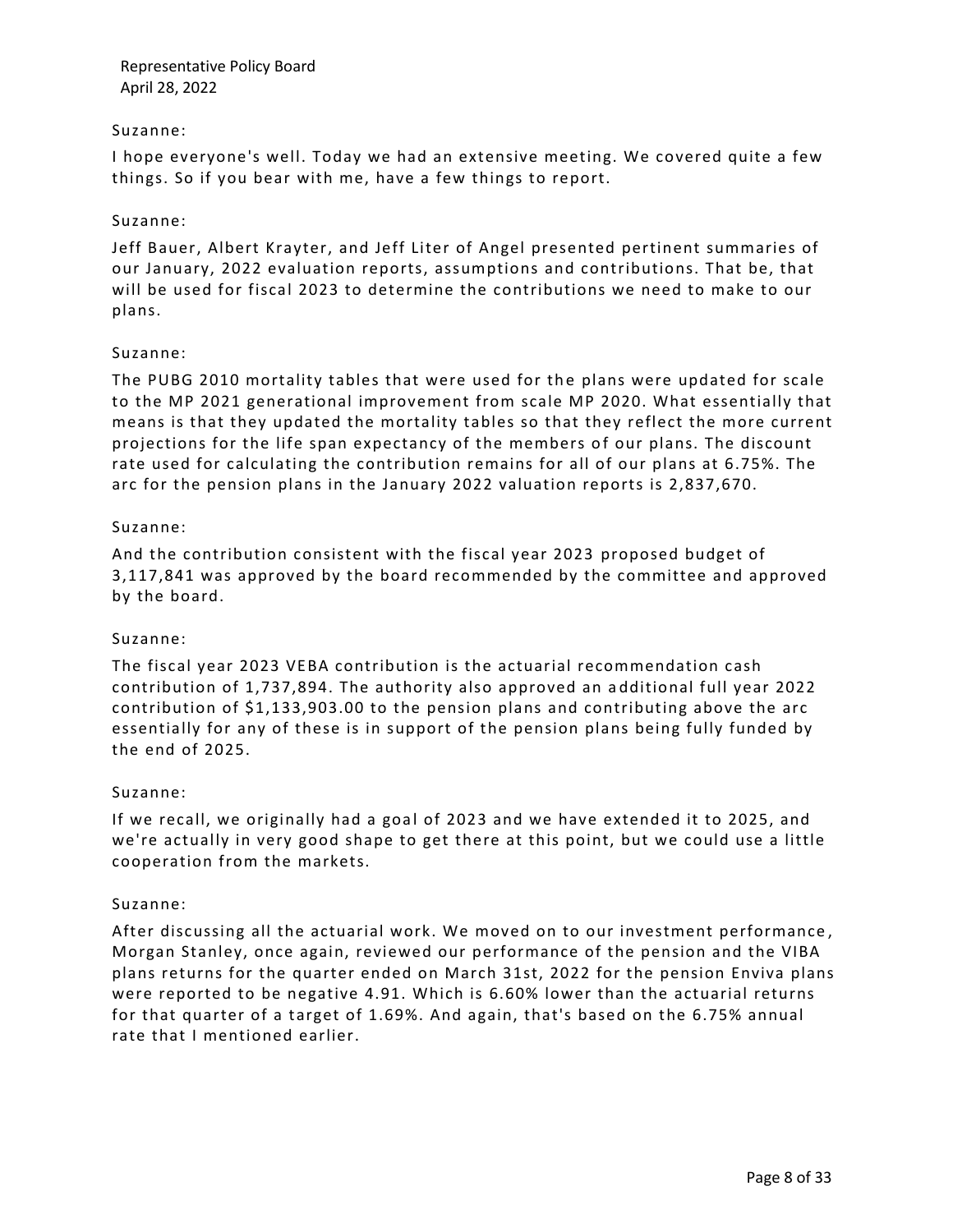Suzanne:

I hope everyone's well. Today we had an extensive meeting. We covered quite a few things. So if you bear with me, have a few things to report.

Suzanne:

Jeff Bauer, Albert Krayter, and Jeff Liter of Angel presented pertinent summaries of our January, 2022 evaluation reports, assumptions and contributions. That be, that will be used for fiscal 2023 to determine the contributions we need to make to our plans.

Suzanne:

The PUBG 2010 mortality tables that were used for the plans were updated for scale to the MP 2021 generational improvement from scale MP 2020. What essentially that means is that they updated the mortality tables so that they reflect the more current projections for the life span expectancy of the members of our plans. The discount rate used for calculating the contribution remains for all of our plans at 6.75%. The arc for the pension plans in the January 2022 valuation reports is 2,837,670.

Suzanne:

And the contribution consistent with the fiscal year 2023 proposed budget of 3,117,841 was approved by the board recommended by the committee and approved by the board.

Suzanne:

The fiscal year 2023 VEBA contribution is the actuarial recommendation cash contribution of 1,737,894. The authority also approved an additional full year 2022 contribution of $1,133,903.00 to the pension plans and contributing above the arc essentially for any of these is in support of the pension plans being fully funded by the end of 2025.

Suzanne:

If we recall, we originally had a goal of 2023 and we have extended it to 2025, and we're actually in very good shape to get there at this point, but we could use a little cooperation from the markets.

Suzanne:

After discussing all the actuarial work. We moved on to our investment performance, Morgan Stanley, once again, reviewed our performance of the pension and the VIBA plans returns for the quarter ended on March 31st, 2022 for the pension Enviva plans were reported to be negative 4.91. Which is 6.60% lower than the actuarial returns for that quarter of a target of 1.69%. And again, that's based on the 6.75% annual rate that I mentioned earlier.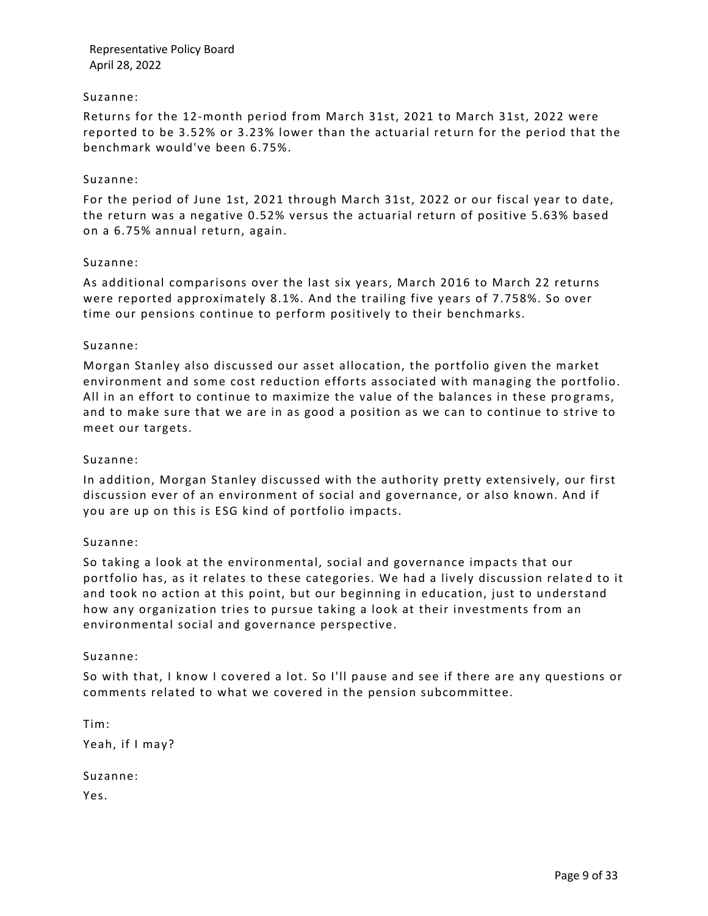Suzanne:

Returns for the 12-month period from March 31st, 2021 to March 31st, 2022 were reported to be 3.52% or 3.23% lower than the actuarial return for the period that the benchmark would've been 6.75%.

Suzanne:

For the period of June 1st, 2021 through March 31st, 2022 or our fiscal year to date, the return was a negative 0.52% versus the actuarial return of positive 5.63% based on a 6.75% annual return, again.

Suzanne:

As additional comparisons over the last six years, March 2016 to March 22 returns were reported approximately 8.1%. And the trailing five years of 7.758%. So over time our pensions continue to perform positively to their benchmarks.

Suzanne:

Morgan Stanley also discussed our asset allocation, the portfolio given the market environment and some cost reduction efforts associated with managing the portfolio. All in an effort to continue to maximize the value of the balances in these programs, and to make sure that we are in as good a position as we can to continue to strive to meet our targets.

Suzanne:

In addition, Morgan Stanley discussed with the authority pretty extensively, our first discussion ever of an environment of social and governance, or also known. And if you are up on this is ESG kind of portfolio impacts.

Suzanne:

So taking a look at the environmental, social and governance impacts that our portfolio has, as it relates to these categories. We had a lively discussion related to it and took no action at this point, but our beginning in education, just to understand how any organization tries to pursue taking a look at their investments from an environmental social and governance perspective.

Suzanne:

So with that, I know I covered a lot. So I'll pause and see if there are any questions or comments related to what we covered in the pension subcommittee.

Tim:

Yeah, if I may?

Suzanne:

Yes.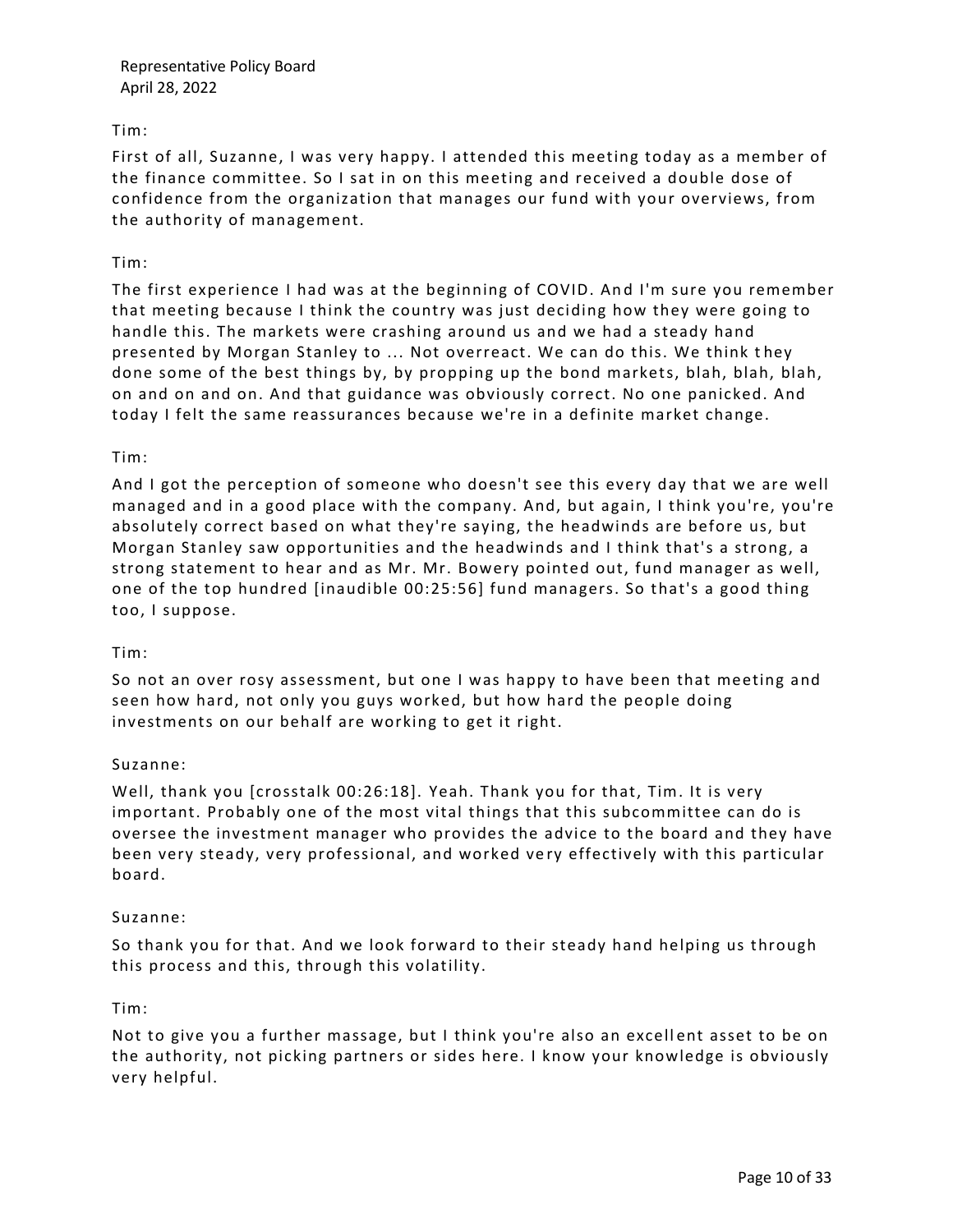Tim:

First of all, Suzanne, I was very happy. I attended this meeting today as a member of the finance committee. So I sat in on this meeting and received a double dose of confidence from the organization that manages our fund with your overviews, from the authority of management.

Tim:

The first experience I had was at the beginning of COVID. And I'm sure you remember that meeting because I think the country was just deciding how they were going to handle this. The markets were crashing around us and we had a steady hand presented by Morgan Stanley to ... Not overreact. We can do this. We think they done some of the best things by, by propping up the bond markets, blah, blah, blah, on and on and on. And that guidance was obviously correct. No one panicked. And today I felt the same reassurances because we're in a definite market change.

Tim:

And I got the perception of someone who doesn't see this every day that we are well managed and in a good place with the company. And, but again, I think you're, you're absolutely correct based on what they're saying, the headwinds are before us, but Morgan Stanley saw opportunities and the headwinds and I think that's a strong, a strong statement to hear and as Mr. Mr. Bowery pointed out, fund manager as well, one of the top hundred [inaudible 00:25:56] fund managers. So that's a good thing too, I suppose.

Tim:

So not an over rosy assessment, but one I was happy to have been that meeting and seen how hard, not only you guys worked, but how hard the people doing investments on our behalf are working to get it right.

Suzanne:

Well, thank you [crosstalk 00:26:18]. Yeah. Thank you for that, Tim. It is very important. Probably one of the most vital things that this subcommittee can do is oversee the investment manager who provides the advice to the board and they have been very steady, very professional, and worked very effectively with this particular board.

Suzanne:

So thank you for that. And we look forward to their steady hand helping us through this process and this, through this volatility.

Tim:

Not to give you a further massage, but I think you're also an excellent asset to be on the authority, not picking partners or sides here. I know your knowledge is obviously very helpful.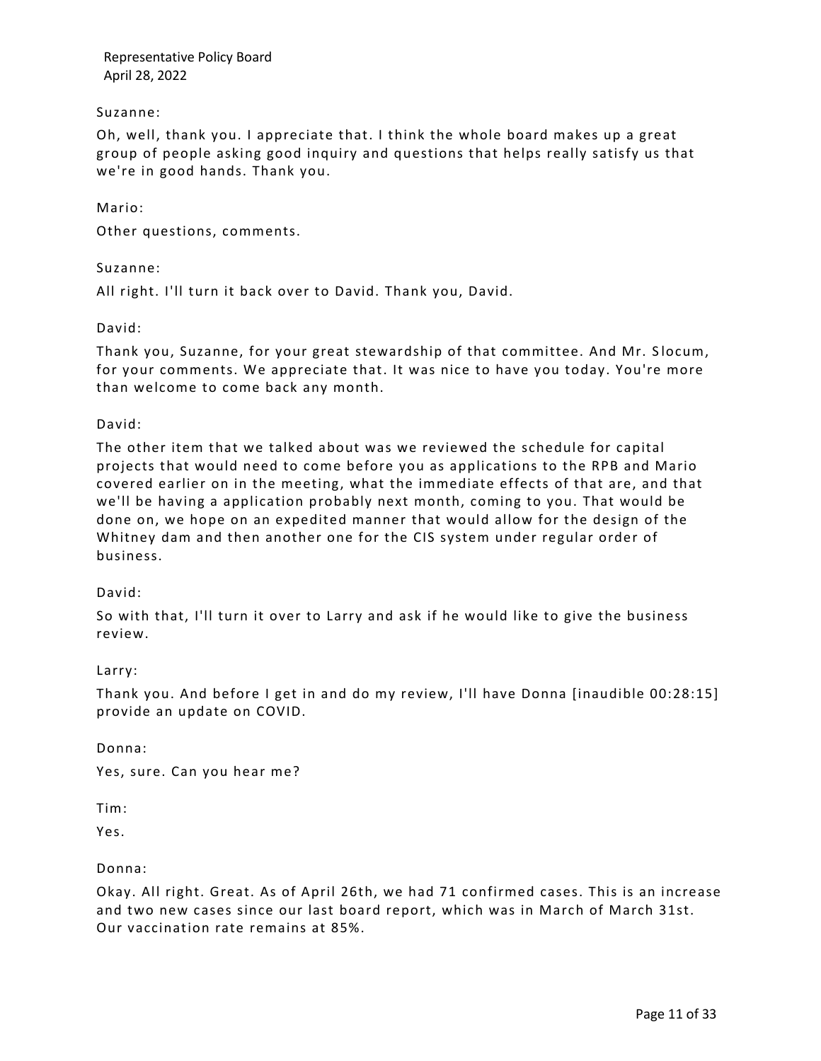Suzanne:

Oh, well, thank you. I appreciate that. I think the whole board makes up a great group of people asking good inquiry and questions that helps really satisfy us that we're in good hands. Thank you.

Mario:

Other questions, comments.

Suzanne:

All right. I'll turn it back over to David. Thank you, David.

David:

Thank you, Suzanne, for your great stewardship of that committee. And Mr. Slocum, for your comments. We appreciate that. It was nice to have you today. You're more than welcome to come back any month.

David:

The other item that we talked about was we reviewed the schedule for capital projects that would need to come before you as applications to the RPB and Mario covered earlier on in the meeting, what the immediate effects of that are, and that we'll be having a application probably next month, coming to you. That would be done on, we hope on an expedited manner that would allow for the design of the Whitney dam and then another one for the CIS system under regular order of business.

David:

So with that, I'll turn it over to Larry and ask if he would like to give the business review.

Larry:

Thank you. And before I get in and do my review, I'll have Donna [inaudible 00:28:15] provide an update on COVID.

Donna:

Yes, sure. Can you hear me?

Tim:

Yes.

Donna:

Okay. All right. Great. As of April 26th, we had 71 confirmed cases. This is an increase and two new cases since our last board report, which was in March of March 31st. Our vaccination rate remains at 85%.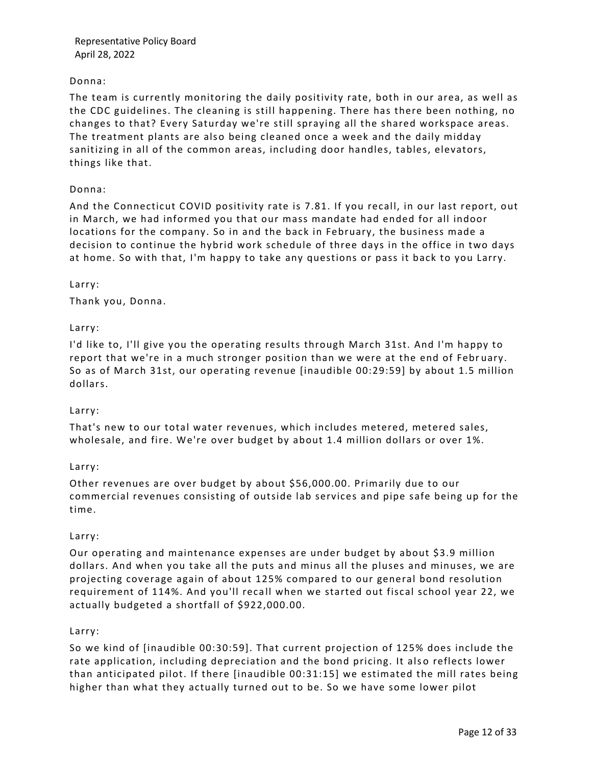Donna:

The team is currently monitoring the daily positivity rate, both in our area, as well as the CDC guidelines. The cleaning is still happening. There has there been nothing, no changes to that? Every Saturday we're still spraying all the shared workspace areas. The treatment plants are also being cleaned once a week and the daily midday sanitizing in all of the common areas, including door handles, tables, elevators, things like that.

Donna:

And the Connecticut COVID positivity rate is 7.81. If you recall, in our last report, out in March, we had informed you that our mass mandate had ended for all indoor locations for the company. So in and the back in February, the business made a decision to continue the hybrid work schedule of three days in the office in two days at home. So with that, I'm happy to take any questions or pass it back to you Larry.

Larry:

Thank you, Donna.

Larry:

I'd like to, I'll give you the operating results through March 31st. And I'm happy to report that we're in a much stronger position than we were at the end of February. So as of March 31st, our operating revenue [inaudible 00:29:59] by about 1.5 million dollars.

Larry:

That's new to our total water revenues, which includes metered, metered sales, wholesale, and fire. We're over budget by about 1.4 million dollars or over 1%.

Larry:

Other revenues are over budget by about $56,000.00. Primarily due to our commercial revenues consisting of outside lab services and pipe safe being up for the time.

Larry:

Our operating and maintenance expenses are under budget by about $3.9 million dollars. And when you take all the puts and minus all the pluses and minuses, we are projecting coverage again of about 125% compared to our general bond resolution requirement of 114%. And you'll recall when we started out fiscal school year 22, we actually budgeted a shortfall of $922,000.00.

Larry:

So we kind of [inaudible 00:30:59]. That current projection of 125% does include the rate application, including depreciation and the bond pricing. It also reflects lower than anticipated pilot. If there [inaudible 00:31:15] we estimated the mill rates being higher than what they actually turned out to be. So we have some lower pilot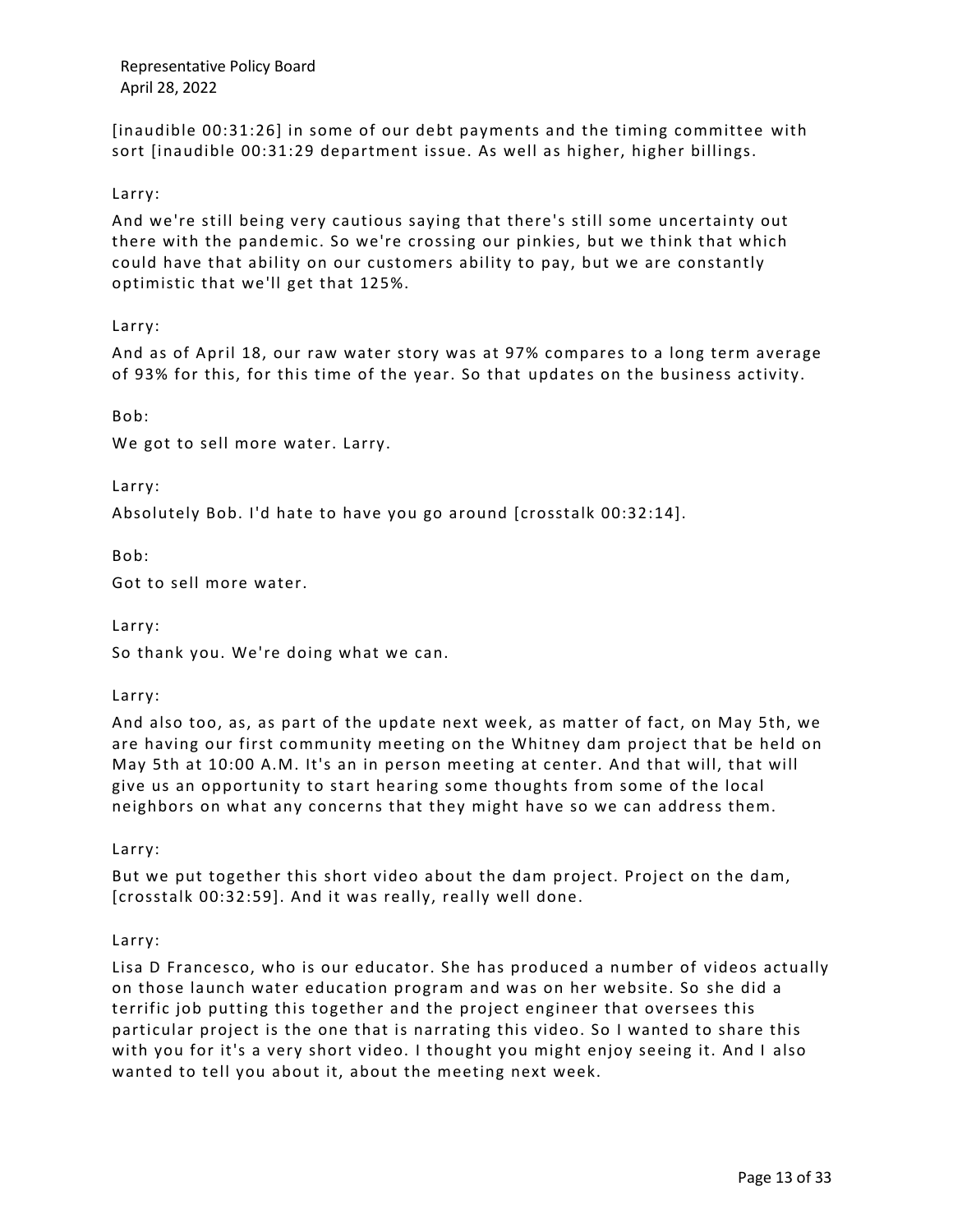[inaudible 00:31:26] in some of our debt payments and the timing committee with sort [inaudible 00:31:29 department issue. As well as higher, higher billings.

Larry:

And we're still being very cautious saying that there's still some uncertainty out there with the pandemic. So we're crossing our pinkies, but we think that which could have that ability on our customers ability to pay, but we are constantly optimistic that we'll get that 125%.

Larry:

And as of April 18, our raw water story was at 97% compares to a long term average of 93% for this, for this time of the year. So that updates on the business activity.

Bob:

We got to sell more water. Larry.

Larry:

Absolutely Bob. I'd hate to have you go around [crosstalk 00:32:14].

Bob:

Got to sell more water.

Larry:

So thank you. We're doing what we can.

Larry:

And also too, as, as part of the update next week, as matter of fact, on May 5th, we are having our first community meeting on the Whitney dam project that be held on May 5th at 10:00 A.M. It's an in person meeting at center. And that will, that will give us an opportunity to start hearing some thoughts from some of the local neighbors on what any concerns that they might have so we can address them.

Larry:

But we put together this short video about the dam project. Project on the dam, [crosstalk 00:32:59]. And it was really, really well done.

Larry:

Lisa D Francesco, who is our educator. She has produced a number of videos actually on those launch water education program and was on her website. So she did a terrific job putting this together and the project engineer that oversees this particular project is the one that is narrating this video. So I wanted to share this with you for it's a very short video. I thought you might enjoy seeing it. And I also wanted to tell you about it, about the meeting next week.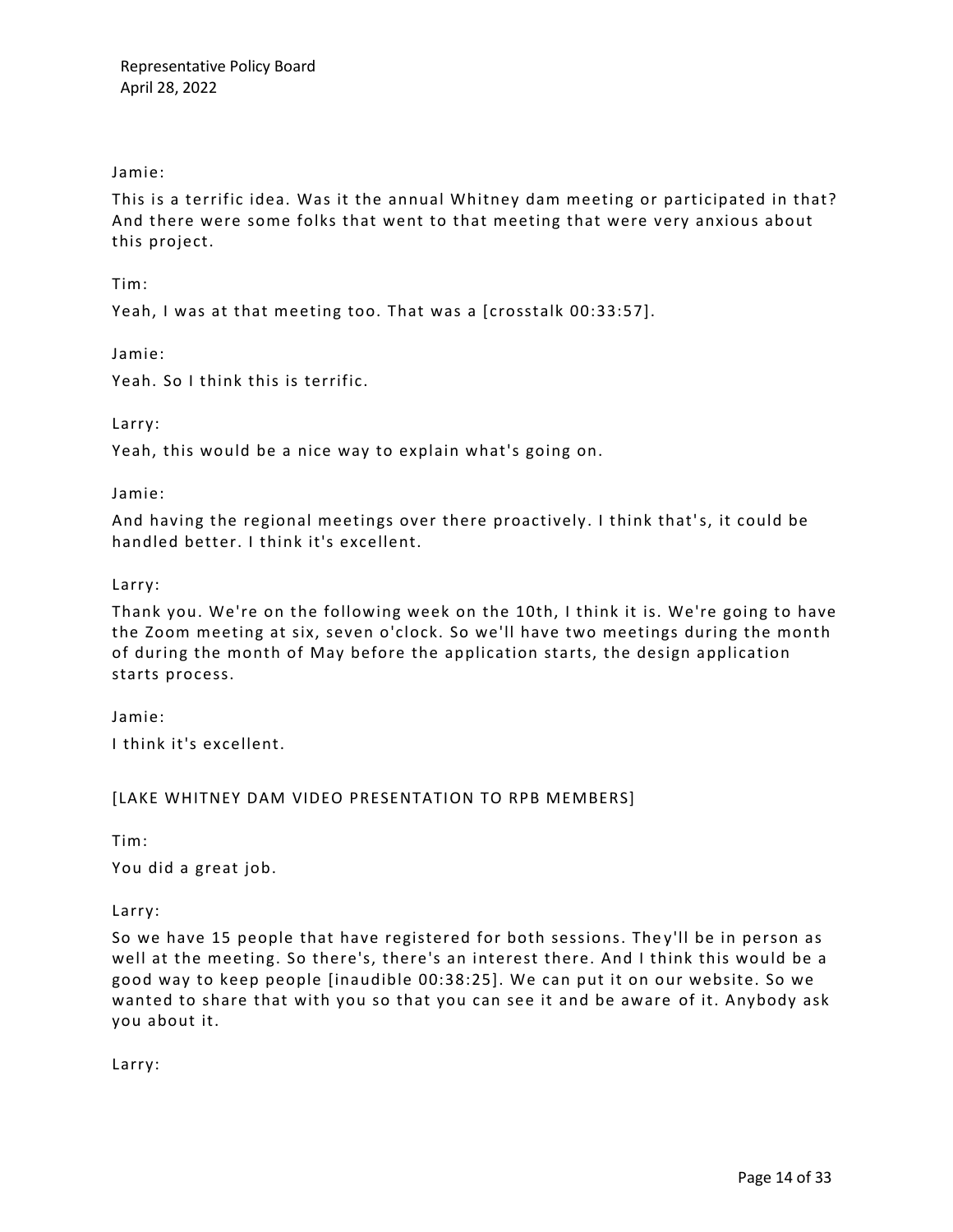Jamie:

This is a terrific idea. Was it the annual Whitney dam meeting or participated in that? And there were some folks that went to that meeting that were very anxious about this project.

Tim:

Yeah, I was at that meeting too. That was a [crosstalk 00:33:57].

Jamie:

Yeah. So I think this is terrific.

Larry:

Yeah, this would be a nice way to explain what's going on.

Jamie:

And having the regional meetings over there proactively. I think that's, it could be handled better. I think it's excellent.

Larry:

Thank you. We're on the following week on the 10th, I think it is. We're going to have the Zoom meeting at six, seven o'clock. So we'll have two meetings during the month of during the month of May before the application starts, the design application starts process.

Jamie:

I think it's excellent.

[LAKE WHITNEY DAM VIDEO PRESENTATION TO RPB MEMBERS]

Tim:

You did a great job.

Larry:

So we have 15 people that have registered for both sessions. They'll be in person as well at the meeting. So there's, there's an interest there. And I think this would be a good way to keep people [inaudible 00:38:25]. We can put it on our website. So we wanted to share that with you so that you can see it and be aware of it. Anybody ask you about it.

Larry: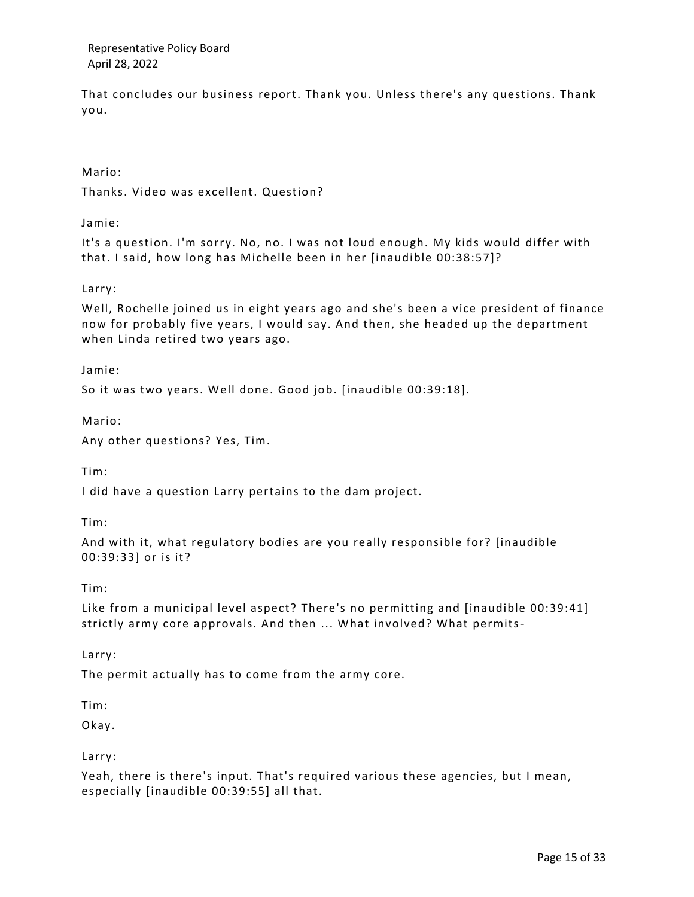That concludes our business report. Thank you. Unless there's any questions. Thank you.

Mario:

Thanks. Video was excellent. Question?

Jamie:

It's a question. I'm sorry. No, no. I was not loud enough. My kids would differ with that. I said, how long has Michelle been in her [inaudible 00:38:57]?

Larry:

Well, Rochelle joined us in eight years ago and she's been a vice president of finance now for probably five years, I would say. And then, she headed up the department when Linda retired two years ago.

Jamie:

So it was two years. Well done. Good job. [inaudible 00:39:18].

Mario:

Any other questions? Yes, Tim.

Tim:

I did have a question Larry pertains to the dam project.

Tim:

And with it, what regulatory bodies are you really responsible for? [inaudible 00:39:33] or is it?

Tim:

Like from a municipal level aspect? There's no permitting and [inaudible 00:39:41] strictly army core approvals. And then ... What involved? What permits-

Larry:

The permit actually has to come from the army core.

Tim:

Okay.

Larry:

Yeah, there is there's input. That's required various these agencies, but I mean, especially [inaudible 00:39:55] all that.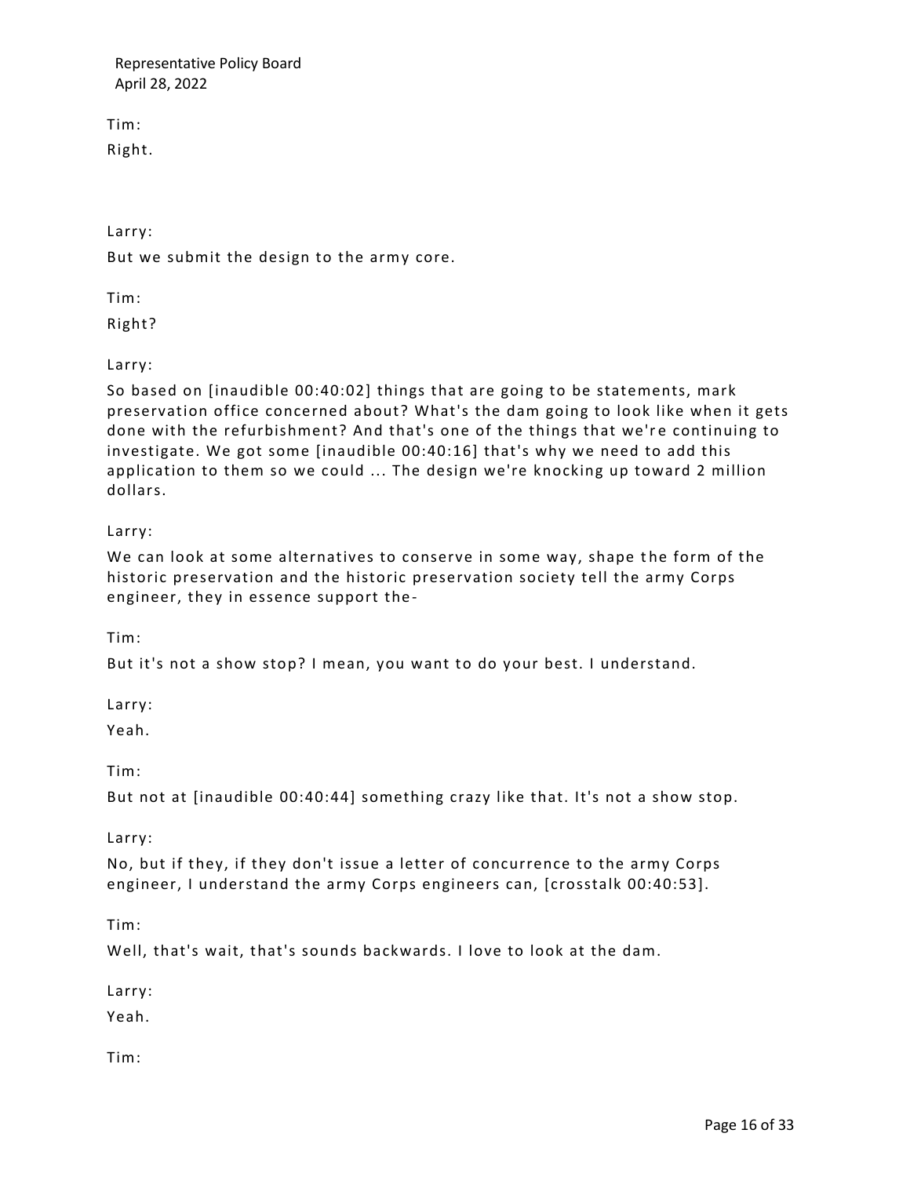Tim:

Right.

Larry:

But we submit the design to the army core.

Tim:

Right?

Larry:

So based on [inaudible 00:40:02] things that are going to be statements, mark preservation office concerned about? What's the dam going to look like when it gets done with the refurbishment? And that's one of the things that we're continuing to investigate. We got some [inaudible 00:40:16] that's why we need to add this application to them so we could ... The design we're knocking up toward 2 million dollars.

Larry:

We can look at some alternatives to conserve in some way, shape the form of the historic preservation and the historic preservation society tell the army Corps engineer, they in essence support the-

Tim:

But it's not a show stop? I mean, you want to do your best. I understand.

Larry:

Yeah.

Tim:

But not at [inaudible 00:40:44] something crazy like that. It's not a show stop.

Larry:

No, but if they, if they don't issue a letter of concurrence to the army Corps engineer, I understand the army Corps engineers can, [crosstalk 00:40:53].

Tim:

Well, that's wait, that's sounds backwards. I love to look at the dam.

Larry:

Yeah.

Tim: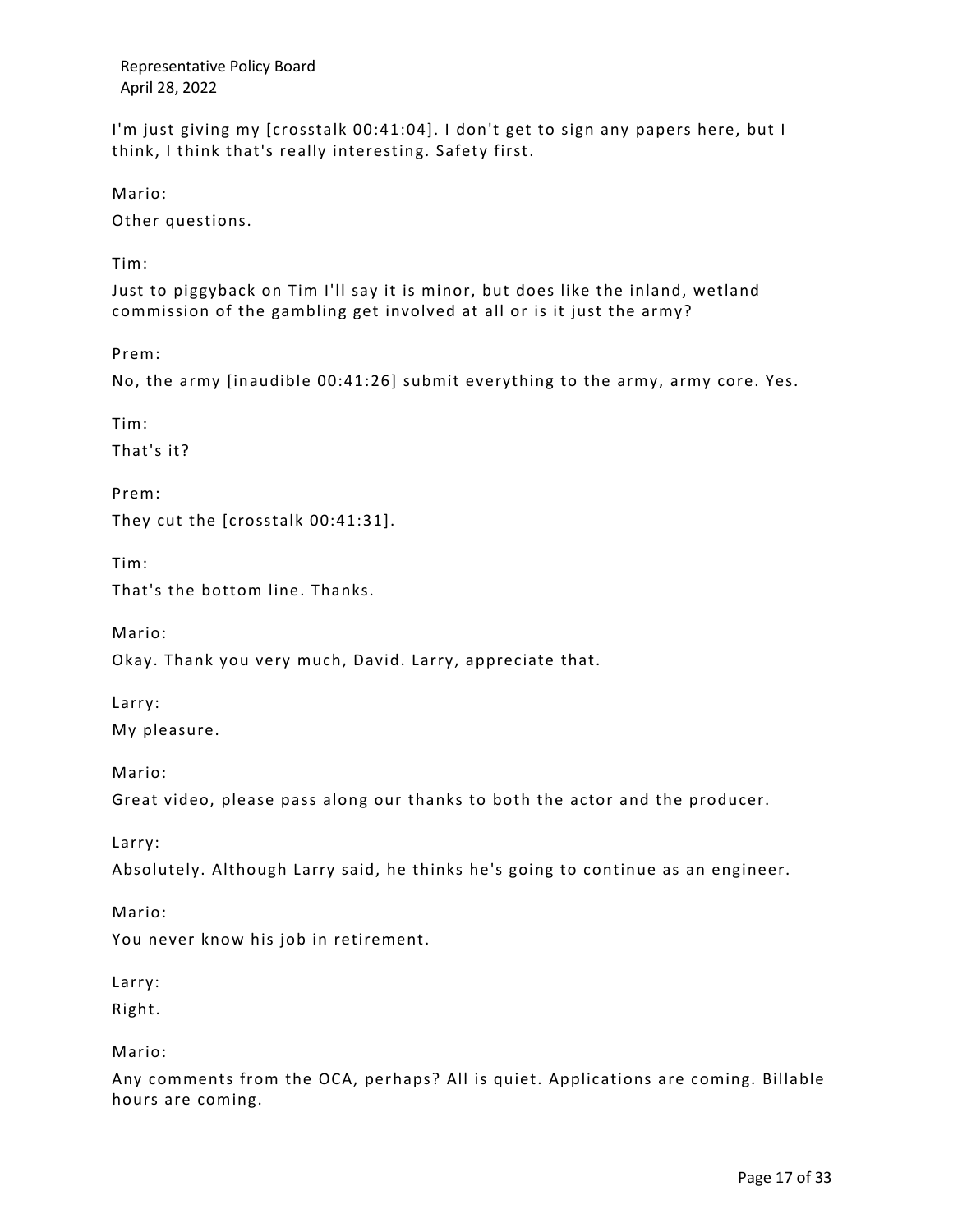I'm just giving my [crosstalk 00:41:04]. I don't get to sign any papers here, but I think, I think that's really interesting. Safety first.

Mario:

Other questions.

Tim:

Just to piggyback on Tim I'll say it is minor, but does like the inland, wetland commission of the gambling get involved at all or is it just the army?

Prem:

No, the army [inaudible 00:41:26] submit everything to the army, army core. Yes.

Tim:

That's it?

Prem:

They cut the [crosstalk 00:41:31].

Tim:

That's the bottom line. Thanks.

Mario:

Okay. Thank you very much, David. Larry, appreciate that.

Larry:

My pleasure.

Mario:

Great video, please pass along our thanks to both the actor and the producer.

Larry:

Absolutely. Although Larry said, he thinks he's going to continue as an engineer.

Mario:

You never know his job in retirement.

Larry:

Right.

Mario:

Any comments from the OCA, perhaps? All is quiet. Applications are coming. Billable hours are coming.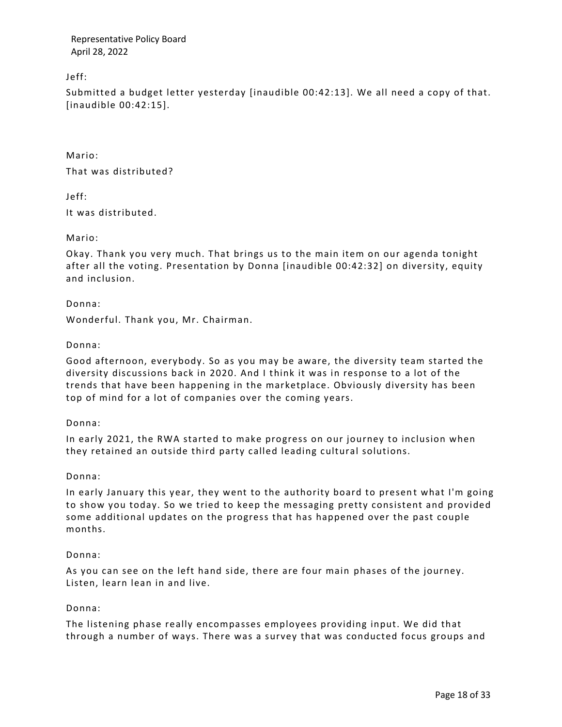Jeff:

Submitted a budget letter yesterday [inaudible 00:42:13]. We all need a copy of that. [inaudible 00:42:15].

Mario:

That was distributed?

Jeff:

It was distributed.

Mario:

Okay. Thank you very much. That brings us to the main item on our agenda tonight after all the voting. Presentation by Donna [inaudible 00:42:32] on diversity, equity and inclusion.

Donna:

Wonderful. Thank you, Mr. Chairman.

Donna:

Good afternoon, everybody. So as you may be aware, the diversity team started the diversity discussions back in 2020. And I think it was in response to a lot of the trends that have been happening in the marketplace. Obviously diversity has been top of mind for a lot of companies over the coming years.

Donna:

In early 2021, the RWA started to make progress on our journey to inclusion when they retained an outside third party called leading cultural solutions.

Donna:

In early January this year, they went to the authority board to present what I'm going to show you today. So we tried to keep the messaging pretty consistent and provided some additional updates on the progress that has happened over the past couple months.

Donna:

As you can see on the left hand side, there are four main phases of the journey. Listen, learn lean in and live.

Donna:

The listening phase really encompasses employees providing input. We did that through a number of ways. There was a survey that was conducted focus groups and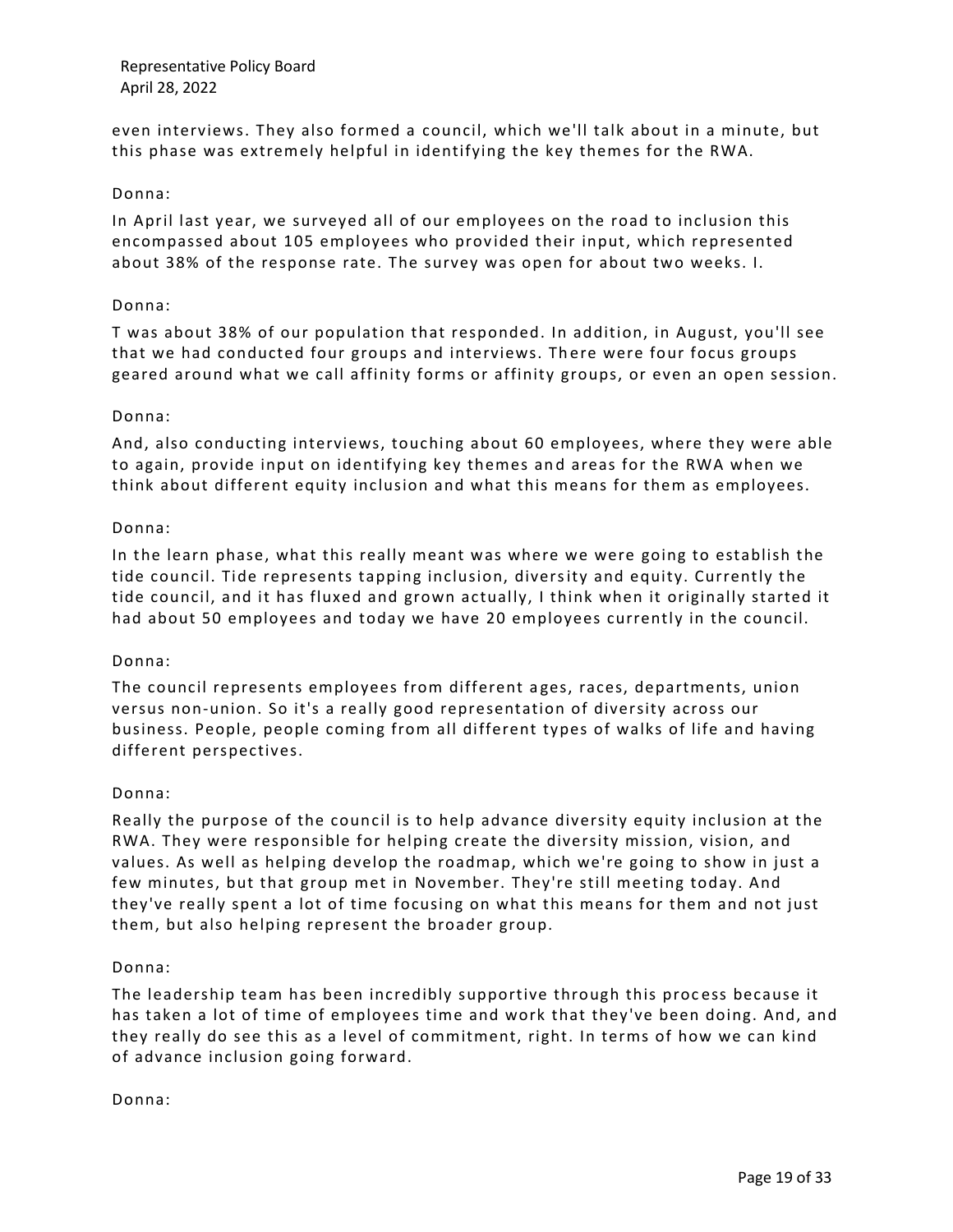even interviews. They also formed a council, which we'll talk about in a minute, but this phase was extremely helpful in identifying the key themes for the RWA.

Donna:

In April last year, we surveyed all of our employees on the road to inclusion this encompassed about 105 employees who provided their input, which represented about 38% of the response rate. The survey was open for about two weeks. I.

Donna:

T was about 38% of our population that responded. In addition, in August, you'll see that we had conducted four groups and interviews. There were four focus groups geared around what we call affinity forms or affinity groups, or even an open session.

Donna:

And, also conducting interviews, touching about 60 employees, where they were able to again, provide input on identifying key themes and areas for the RWA when we think about different equity inclusion and what this means for them as employees.

Donna:

In the learn phase, what this really meant was where we were going to establish the tide council. Tide represents tapping inclusion, diversity and equity. Currently the tide council, and it has fluxed and grown actually, I think when it originally started it had about 50 employees and today we have 20 employees currently in the council.

Donna:

The council represents employees from different ages, races, departments, union versus non-union. So it's a really good representation of diversity across our business. People, people coming from all different types of walks of life and having different perspectives.

Donna:

Really the purpose of the council is to help advance diversity equity inclusion at the RWA. They were responsible for helping create the diversity mission, vision, and values. As well as helping develop the roadmap, which we're going to show in just a few minutes, but that group met in November. They're still meeting today. And they've really spent a lot of time focusing on what this means for them and not just them, but also helping represent the broader group.

Donna:

The leadership team has been incredibly supportive through this process because it has taken a lot of time of employees time and work that they've been doing. And, and they really do see this as a level of commitment, right. In terms of how we can kind of advance inclusion going forward.

Donna: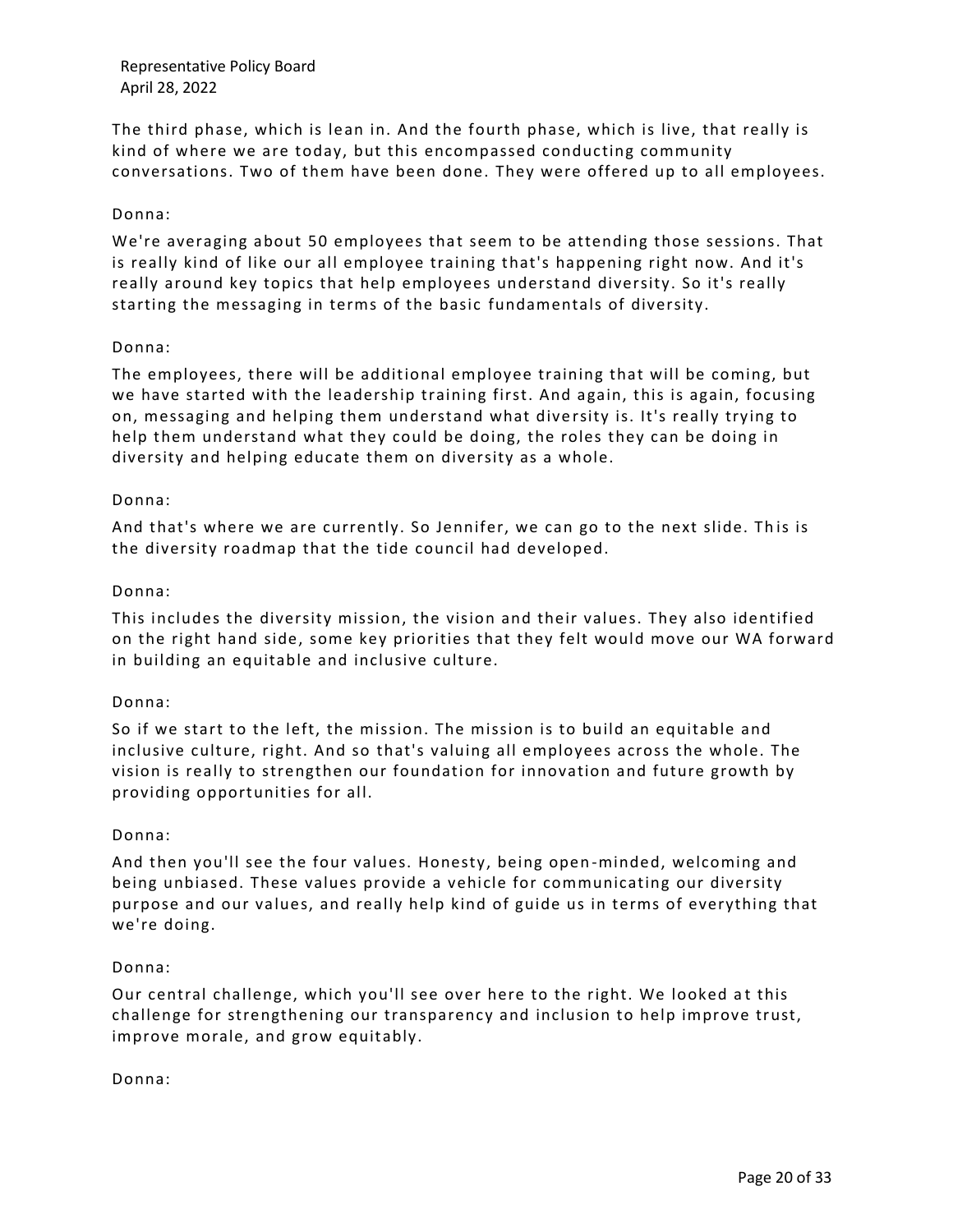The third phase, which is lean in. And the fourth phase, which is live, that really is kind of where we are today, but this encompassed conducting community conversations. Two of them have been done. They were offered up to all employees.

Donna:

We're averaging about 50 employees that seem to be attending those sessions. That is really kind of like our all employee training that's happening right now. And it's really around key topics that help employees understand diversity. So it's really starting the messaging in terms of the basic fundamentals of diversity.

Donna:

The employees, there will be additional employee training that will be coming, but we have started with the leadership training first. And again, this is again, focusing on, messaging and helping them understand what diversity is. It's really trying to help them understand what they could be doing, the roles they can be doing in diversity and helping educate them on diversity as a whole.

Donna:

And that's where we are currently. So Jennifer, we can go to the next slide. This is the diversity roadmap that the tide council had developed.

Donna:

This includes the diversity mission, the vision and their values. They also identified on the right hand side, some key priorities that they felt would move our WA forward in building an equitable and inclusive culture.

Donna:

So if we start to the left, the mission. The mission is to build an equitable and inclusive culture, right. And so that's valuing all employees across the whole. The vision is really to strengthen our foundation for innovation and future growth by providing opportunities for all.

Donna:

And then you'll see the four values. Honesty, being open-minded, welcoming and being unbiased. These values provide a vehicle for communicating our diversity purpose and our values, and really help kind of guide us in terms of everything that we're doing.

Donna:

Our central challenge, which you'll see over here to the right. We looked at this challenge for strengthening our transparency and inclusion to help improve trust, improve morale, and grow equitably.

Donna: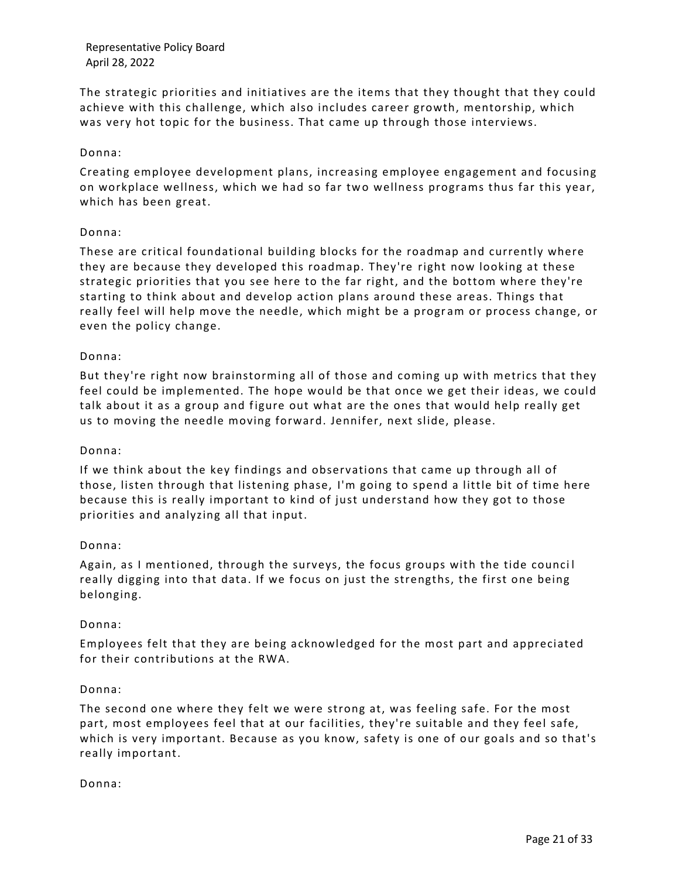The strategic priorities and initiatives are the items that they thought that they could achieve with this challenge, which also includes career growth, mentorship, which was very hot topic for the business. That came up through those interviews.

Donna:

Creating employee development plans, increasing employee engagement and focusing on workplace wellness, which we had so far two wellness programs thus far this year, which has been great.

Donna:

These are critical foundational building blocks for the roadmap and currently where they are because they developed this roadmap. They're right now looking at these strategic priorities that you see here to the far right, and the bottom where they're starting to think about and develop action plans around these areas. Things that really feel will help move the needle, which might be a program or process change, or even the policy change.

Donna:

But they're right now brainstorming all of those and coming up with metrics that they feel could be implemented. The hope would be that once we get their ideas, we could talk about it as a group and figure out what are the ones that would help really get us to moving the needle moving forward. Jennifer, next slide, please.

Donna:

If we think about the key findings and observations that came up through all of those, listen through that listening phase, I'm going to spend a little bit of time here because this is really important to kind of just understand how they got to those priorities and analyzing all that input.

Donna:

Again, as I mentioned, through the surveys, the focus groups with the tide council really digging into that data. If we focus on just the strengths, the first one being belonging.

Donna:

Employees felt that they are being acknowledged for the most part and appreciated for their contributions at the RWA.

Donna:

The second one where they felt we were strong at, was feeling safe. For the most part, most employees feel that at our facilities, they're suitable and they feel safe, which is very important. Because as you know, safety is one of our goals and so that's really important.

Donna: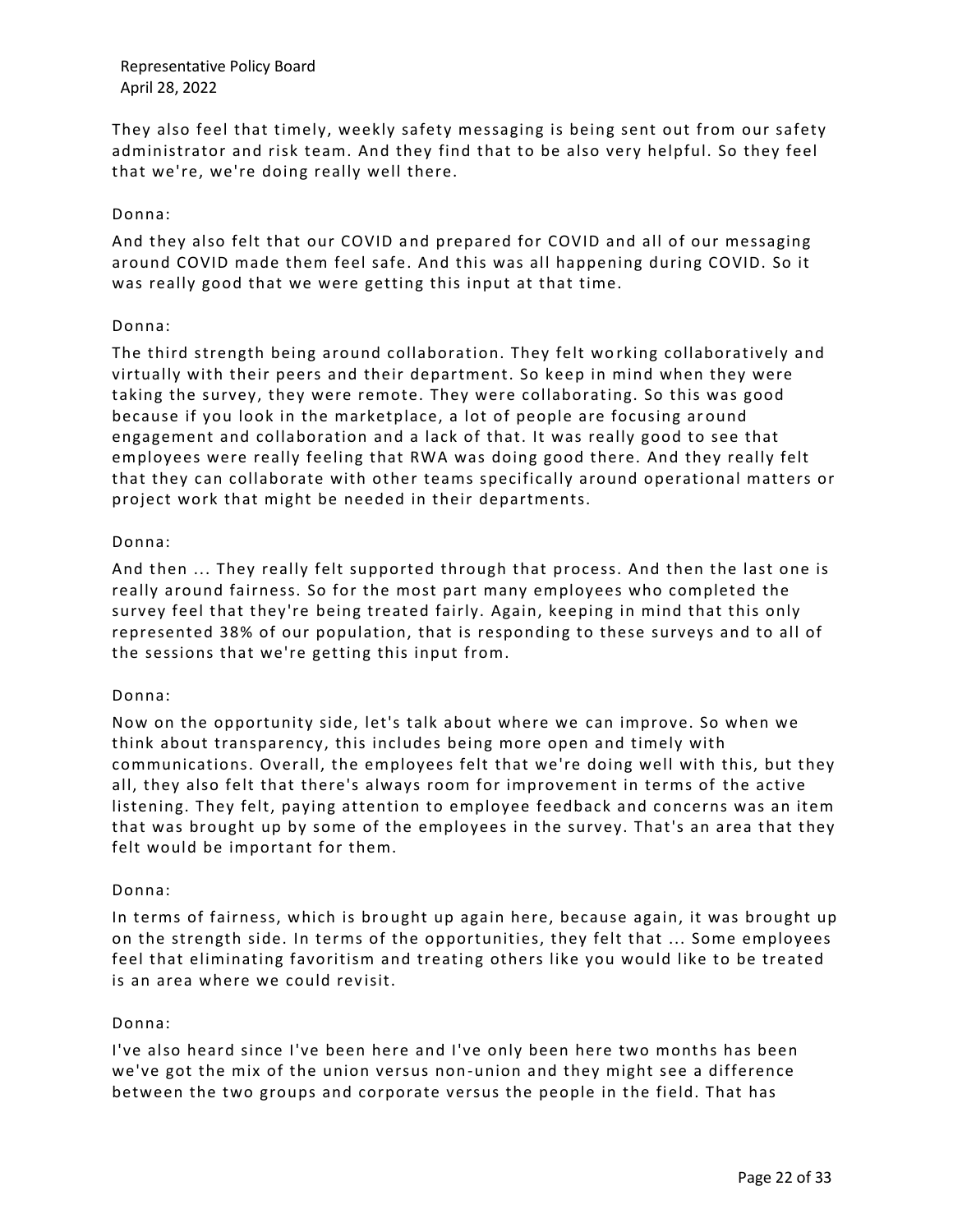They also feel that timely, weekly safety messaging is being sent out from our safety administrator and risk team. And they find that to be also very helpful. So they feel that we're, we're doing really well there.

Donna:

And they also felt that our COVID and prepared for COVID and all of our messaging around COVID made them feel safe. And this was all happening during COVID. So it was really good that we were getting this input at that time.

Donna:

The third strength being around collaboration. They felt working collaboratively and virtually with their peers and their department. So keep in mind when they were taking the survey, they were remote. They were collaborating. So this was good because if you look in the marketplace, a lot of people are focusing around engagement and collaboration and a lack of that. It was really good to see that employees were really feeling that RWA was doing good there. And they really felt that they can collaborate with other teams specifically around operational matters or project work that might be needed in their departments.

Donna:

And then ... They really felt supported through that process. And then the last one is really around fairness. So for the most part many employees who completed the survey feel that they're being treated fairly. Again, keeping in mind that this only represented 38% of our population, that is responding to these surveys and to all of the sessions that we're getting this input from.

Donna:

Now on the opportunity side, let's talk about where we can improve. So when we think about transparency, this includes being more open and timely with communications. Overall, the employees felt that we're doing well with this, but they all, they also felt that there's always room for improvement in terms of the active listening. They felt, paying attention to employee feedback and concerns was an item that was brought up by some of the employees in the survey. That's an area that they felt would be important for them.

Donna:

In terms of fairness, which is brought up again here, because again, it was brought up on the strength side. In terms of the opportunities, they felt that ... Some employees feel that eliminating favoritism and treating others like you would like to be treated is an area where we could revisit.

Donna:

I've also heard since I've been here and I've only been here two months has been we've got the mix of the union versus non-union and they might see a difference between the two groups and corporate versus the people in the field. That has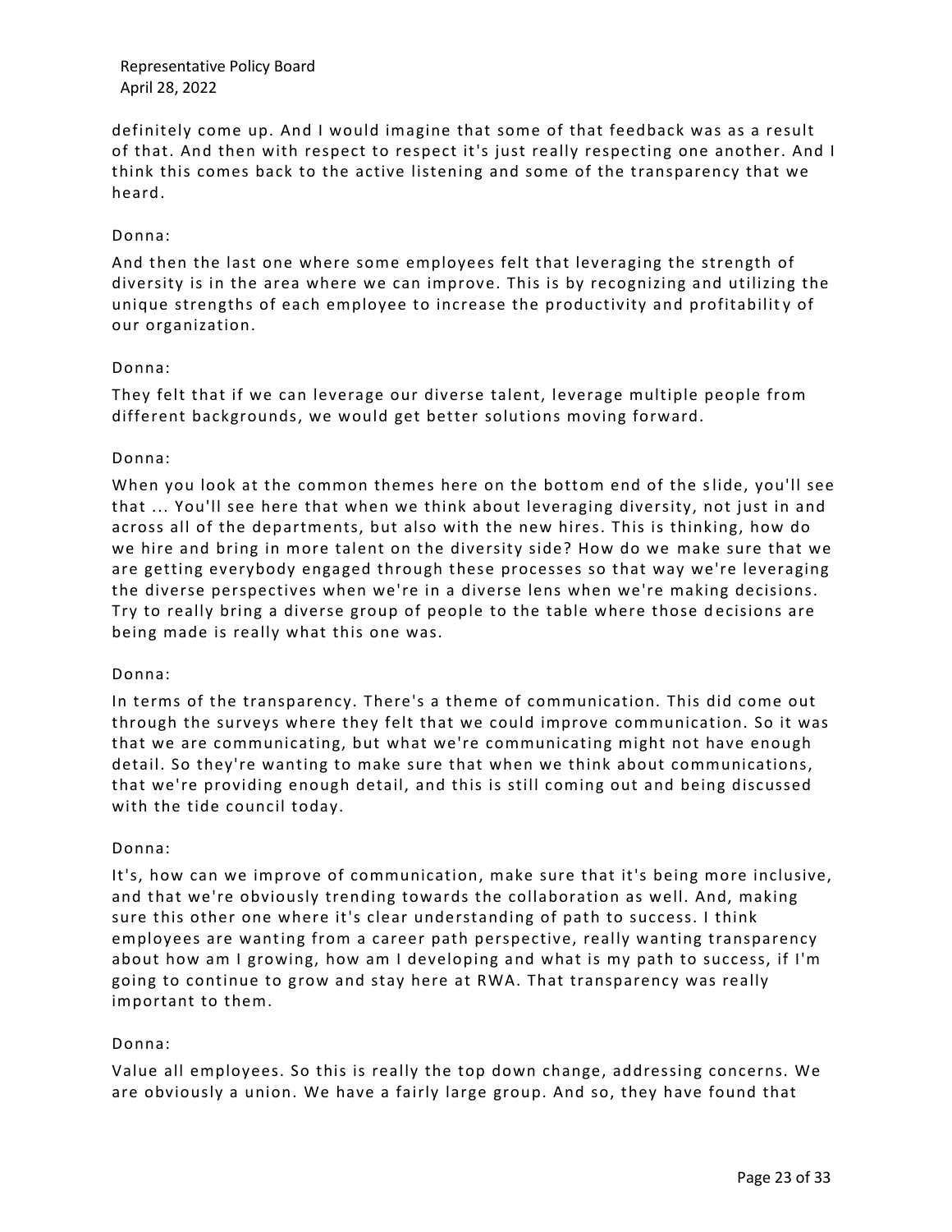definitely come up. And I would imagine that some of that feedback was as a result of that. And then with respect to respect it's just really respecting one another. And I think this comes back to the active listening and some of the transparency that we heard.

Donna:

And then the last one where some employees felt that leveraging the strength of diversity is in the area where we can improve. This is by recognizing and utilizing the unique strengths of each employee to increase the productivity and profitability of our organization.

Donna:

They felt that if we can leverage our diverse talent, leverage multiple people from different backgrounds, we would get better solutions moving forward.

Donna:

When you look at the common themes here on the bottom end of the slide, you'll see that ... You'll see here that when we think about leveraging diversity, not just in and across all of the departments, but also with the new hires. This is thinking, how do we hire and bring in more talent on the diversity side? How do we make sure that we are getting everybody engaged through these processes so that way we're leveraging the diverse perspectives when we're in a diverse lens when we're making decisions. Try to really bring a diverse group of people to the table where those decisions are being made is really what this one was.

Donna:

In terms of the transparency. There's a theme of communication. This did come out through the surveys where they felt that we could improve communication. So it was that we are communicating, but what we're communicating might not have enough detail. So they're wanting to make sure that when we think about communications, that we're providing enough detail, and this is still coming out and being discussed with the tide council today.

Donna:

It's, how can we improve of communication, make sure that it's being more inclusive, and that we're obviously trending towards the collaboration as well. And, making sure this other one where it's clear understanding of path to success. I think employees are wanting from a career path perspective, really wanting transparency about how am I growing, how am I developing and what is my path to success, if I'm going to continue to grow and stay here at RWA. That transparency was really important to them.

Donna:

Value all employees. So this is really the top down change, addressing concerns. We are obviously a union. We have a fairly large group. And so, they have found that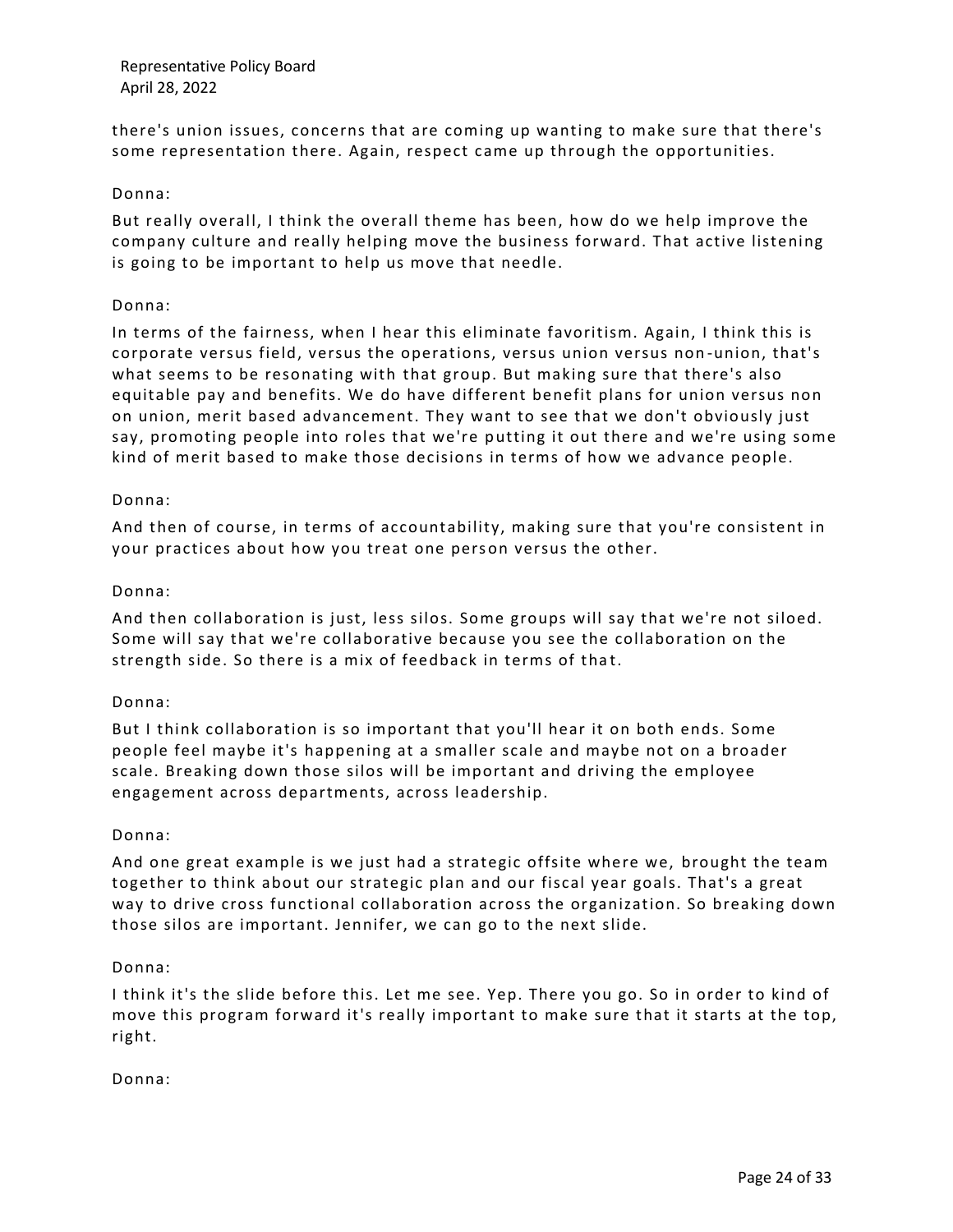there's union issues, concerns that are coming up wanting to make sure that there's some representation there. Again, respect came up through the opportunities.

Donna:

But really overall, I think the overall theme has been, how do we help improve the company culture and really helping move the business forward. That active listening is going to be important to help us move that needle.

Donna:

In terms of the fairness, when I hear this eliminate favoritism. Again, I think this is corporate versus field, versus the operations, versus union versus non-union, that's what seems to be resonating with that group. But making sure that there's also equitable pay and benefits. We do have different benefit plans for union versus non on union, merit based advancement. They want to see that we don't obviously just say, promoting people into roles that we're putting it out there and we're using some kind of merit based to make those decisions in terms of how we advance people.

Donna:

And then of course, in terms of accountability, making sure that you're consistent in your practices about how you treat one person versus the other.

Donna:

And then collaboration is just, less silos. Some groups will say that we're not siloed. Some will say that we're collaborative because you see the collaboration on the strength side. So there is a mix of feedback in terms of that.

Donna:

But I think collaboration is so important that you'll hear it on both ends. Some people feel maybe it's happening at a smaller scale and maybe not on a broader scale. Breaking down those silos will be important and driving the employee engagement across departments, across leadership.

Donna:

And one great example is we just had a strategic offsite where we, brought the team together to think about our strategic plan and our fiscal year goals. That's a great way to drive cross functional collaboration across the organization. So breaking down those silos are important. Jennifer, we can go to the next slide.

Donna:

I think it's the slide before this. Let me see. Yep. There you go. So in order to kind of move this program forward it's really important to make sure that it starts at the top, right.

Donna: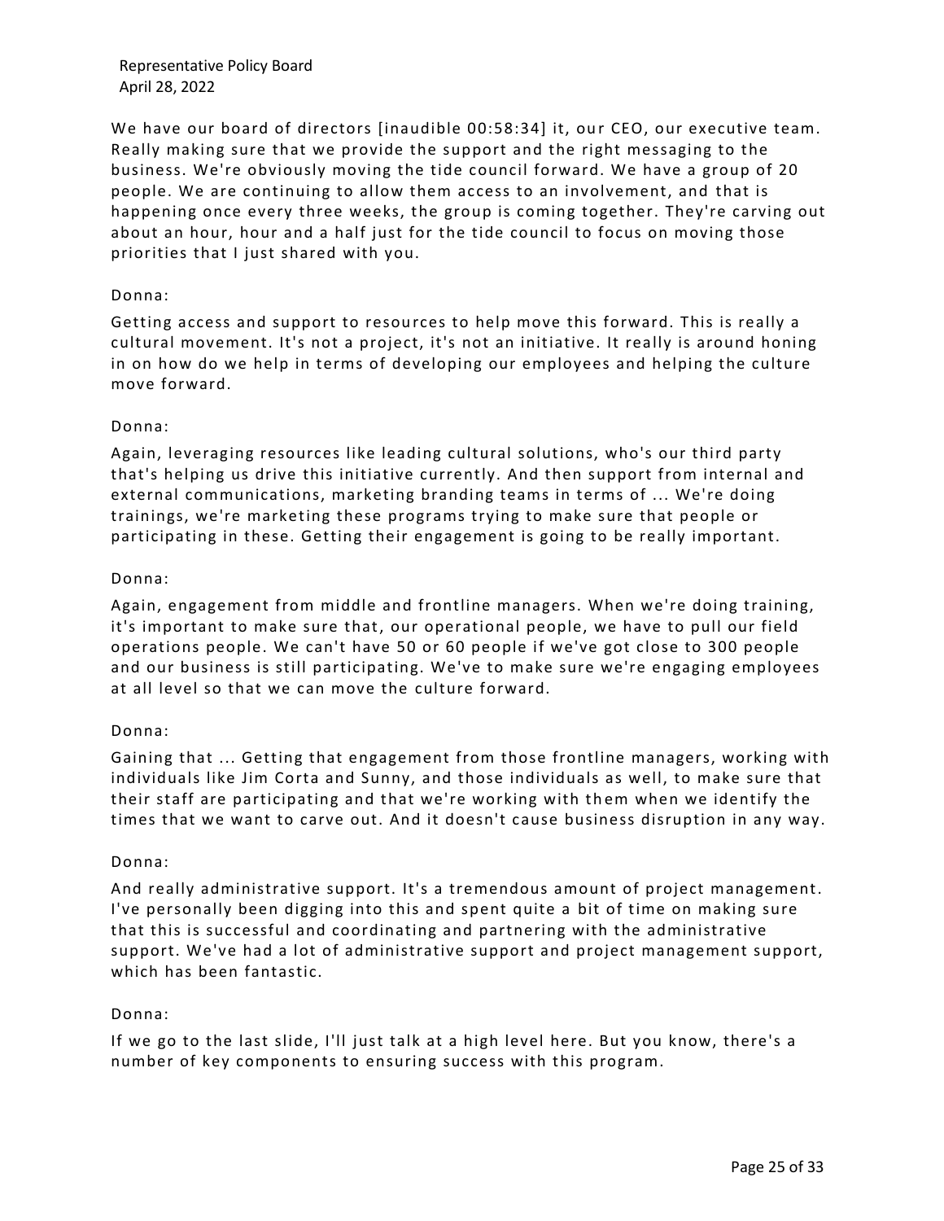We have our board of directors [inaudible 00:58:34] it, our CEO, our executive team. Really making sure that we provide the support and the right messaging to the business. We're obviously moving the tide council forward. We have a group of 20 people. We are continuing to allow them access to an involvement, and that is happening once every three weeks, the group is coming together. They're carving out about an hour, hour and a half just for the tide council to focus on moving those priorities that I just shared with you.

Donna:

Getting access and support to resources to help move this forward. This is really a cultural movement. It's not a project, it's not an initiative. It really is around honing in on how do we help in terms of developing our employees and helping the culture move forward.

Donna:

Again, leveraging resources like leading cultural solutions, who's our third party that's helping us drive this initiative currently. And then support from internal and external communications, marketing branding teams in terms of ... We're doing trainings, we're marketing these programs trying to make sure that people or participating in these. Getting their engagement is going to be really important.

Donna:

Again, engagement from middle and frontline managers. When we're doing training, it's important to make sure that, our operational people, we have to pull our field operations people. We can't have 50 or 60 people if we've got close to 300 people and our business is still participating. We've to make sure we're engaging employees at all level so that we can move the culture forward.

Donna:

Gaining that ... Getting that engagement from those frontline managers, working with individuals like Jim Corta and Sunny, and those individuals as well, to make sure that their staff are participating and that we're working with them when we identify the times that we want to carve out. And it doesn't cause business disruption in any way.

Donna:

And really administrative support. It's a tremendous amount of project management. I've personally been digging into this and spent quite a bit of time on making sure that this is successful and coordinating and partnering with the administrative support. We've had a lot of administrative support and project management support, which has been fantastic.

Donna:

If we go to the last slide, I'll just talk at a high level here. But you know, there's a number of key components to ensuring success with this program.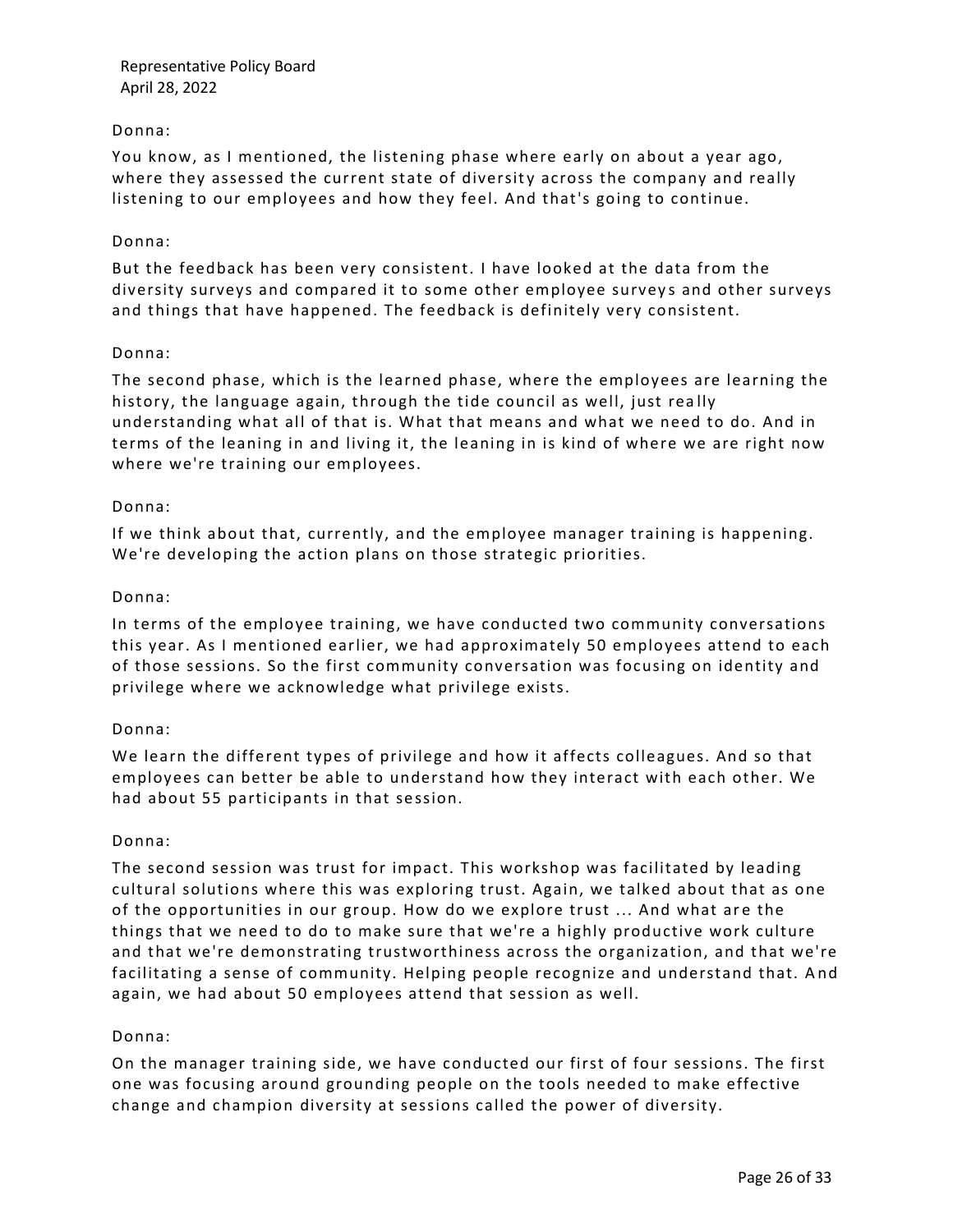Donna:

You know, as I mentioned, the listening phase where early on about a year ago, where they assessed the current state of diversity across the company and really listening to our employees and how they feel. And that's going to continue.

Donna:

But the feedback has been very consistent. I have looked at the data from the diversity surveys and compared it to some other employee surveys and other surveys and things that have happened. The feedback is definitely very consistent.

Donna:

The second phase, which is the learned phase, where the employees are learning the history, the language again, through the tide council as well, just really understanding what all of that is. What that means and what we need to do. And in terms of the leaning in and living it, the leaning in is kind of where we are right now where we're training our employees.

Donna:

If we think about that, currently, and the employee manager training is happening. We're developing the action plans on those strategic priorities.

Donna:

In terms of the employee training, we have conducted two community conversations this year. As I mentioned earlier, we had approximately 50 employees attend to each of those sessions. So the first community conversation was focusing on identity and privilege where we acknowledge what privilege exists.

Donna:

We learn the different types of privilege and how it affects colleagues. And so that employees can better be able to understand how they interact with each other. We had about 55 participants in that session.

Donna:

The second session was trust for impact. This workshop was facilitated by leading cultural solutions where this was exploring trust. Again, we talked about that as one of the opportunities in our group. How do we explore trust ... And what are the things that we need to do to make sure that we're a highly productive work culture and that we're demonstrating trustworthiness across the organization, and that we're facilitating a sense of community. Helping people recognize and understand that. And again, we had about 50 employees attend that session as well.

Donna:

On the manager training side, we have conducted our first of four sessions. The first one was focusing around grounding people on the tools needed to make effective change and champion diversity at sessions called the power of diversity.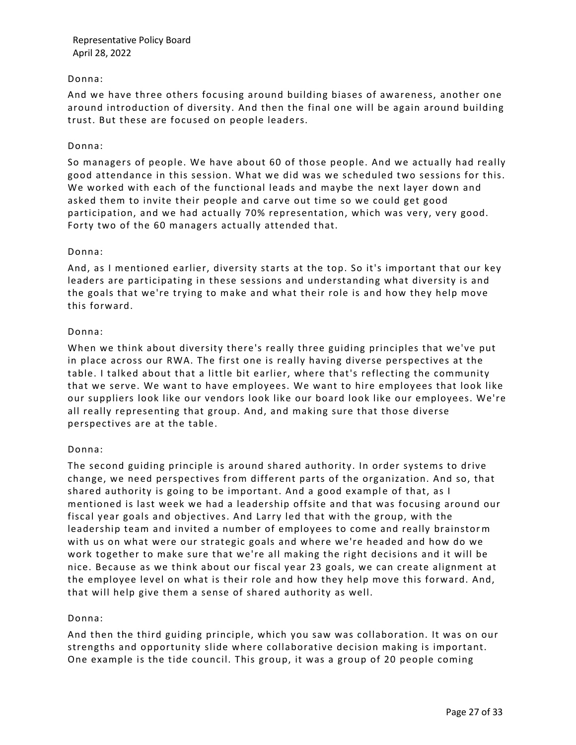Donna:

And we have three others focusing around building biases of awareness, another one around introduction of diversity. And then the final one will be again around building trust. But these are focused on people leaders.

Donna:

So managers of people. We have about 60 of those people. And we actually had really good attendance in this session. What we did was we scheduled two sessions for this. We worked with each of the functional leads and maybe the next layer down and asked them to invite their people and carve out time so we could get good participation, and we had actually 70% representation, which was very, very good. Forty two of the 60 managers actually attended that.

Donna:

And, as I mentioned earlier, diversity starts at the top. So it's important that our key leaders are participating in these sessions and understanding what diversity is and the goals that we're trying to make and what their role is and how they help move this forward.

Donna:

When we think about diversity there's really three guiding principles that we've put in place across our RWA. The first one is really having diverse perspectives at the table. I talked about that a little bit earlier, where that's reflecting the community that we serve. We want to have employees. We want to hire employees that look like our suppliers look like our vendors look like our board look like our employees. We're all really representing that group. And, and making sure that those diverse perspectives are at the table.

Donna:

The second guiding principle is around shared authority. In order systems to drive change, we need perspectives from different parts of the organization. And so, that shared authority is going to be important. And a good example of that, as I mentioned is last week we had a leadership offsite and that was focusing around our fiscal year goals and objectives. And Larry led that with the group, with the leadership team and invited a number of employees to come and really brainstorm with us on what were our strategic goals and where we're headed and how do we work together to make sure that we're all making the right decisions and it will be nice. Because as we think about our fiscal year 23 goals, we can create alignment at the employee level on what is their role and how they help move this forward. And, that will help give them a sense of shared authority as well.

Donna:

And then the third guiding principle, which you saw was collaboration. It was on our strengths and opportunity slide where collaborative decision making is important. One example is the tide council. This group, it was a group of 20 people coming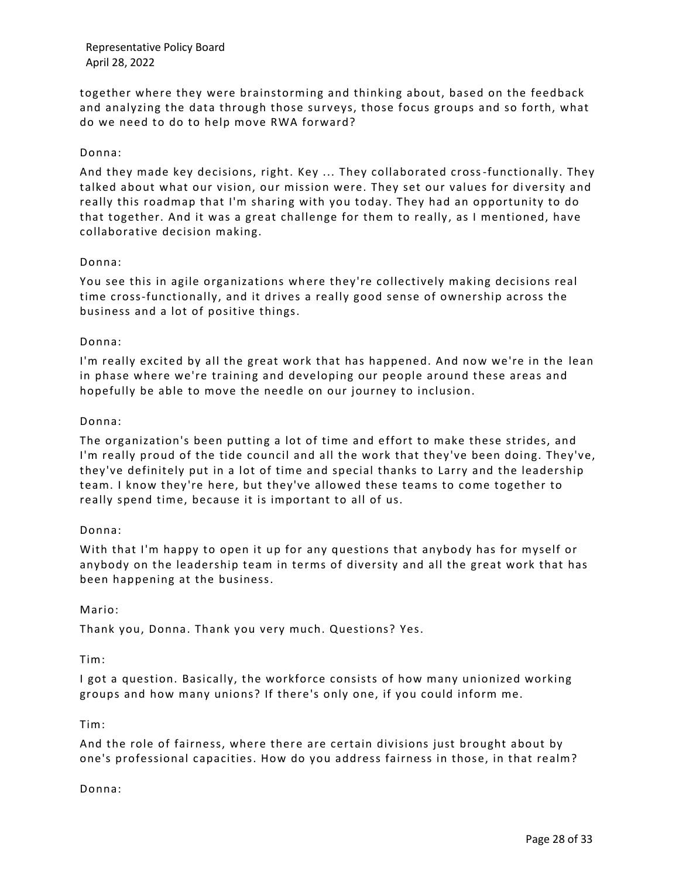together where they were brainstorming and thinking about, based on the feedback and analyzing the data through those surveys, those focus groups and so forth, what do we need to do to help move RWA forward?

Donna:

And they made key decisions, right. Key ... They collaborated cross-functionally. They talked about what our vision, our mission were. They set our values for diversity and really this roadmap that I'm sharing with you today. They had an opportunity to do that together. And it was a great challenge for them to really, as I mentioned, have collaborative decision making.

Donna:

You see this in agile organizations where they're collectively making decisions real time cross-functionally, and it drives a really good sense of ownership across the business and a lot of positive things.

Donna:

I'm really excited by all the great work that has happened. And now we're in the lean in phase where we're training and developing our people around these areas and hopefully be able to move the needle on our journey to inclusion.

Donna:

The organization's been putting a lot of time and effort to make these strides, and I'm really proud of the tide council and all the work that they've been doing. They've, they've definitely put in a lot of time and special thanks to Larry and the leadership team. I know they're here, but they've allowed these teams to come together to really spend time, because it is important to all of us.

Donna:

With that I'm happy to open it up for any questions that anybody has for myself or anybody on the leadership team in terms of diversity and all the great work that has been happening at the business.

Mario:

Thank you, Donna. Thank you very much. Questions? Yes.

Tim:

I got a question. Basically, the workforce consists of how many unionized working groups and how many unions? If there's only one, if you could inform me.

Tim:

And the role of fairness, where there are certain divisions just brought about by one's professional capacities. How do you address fairness in those, in that realm?

Donna: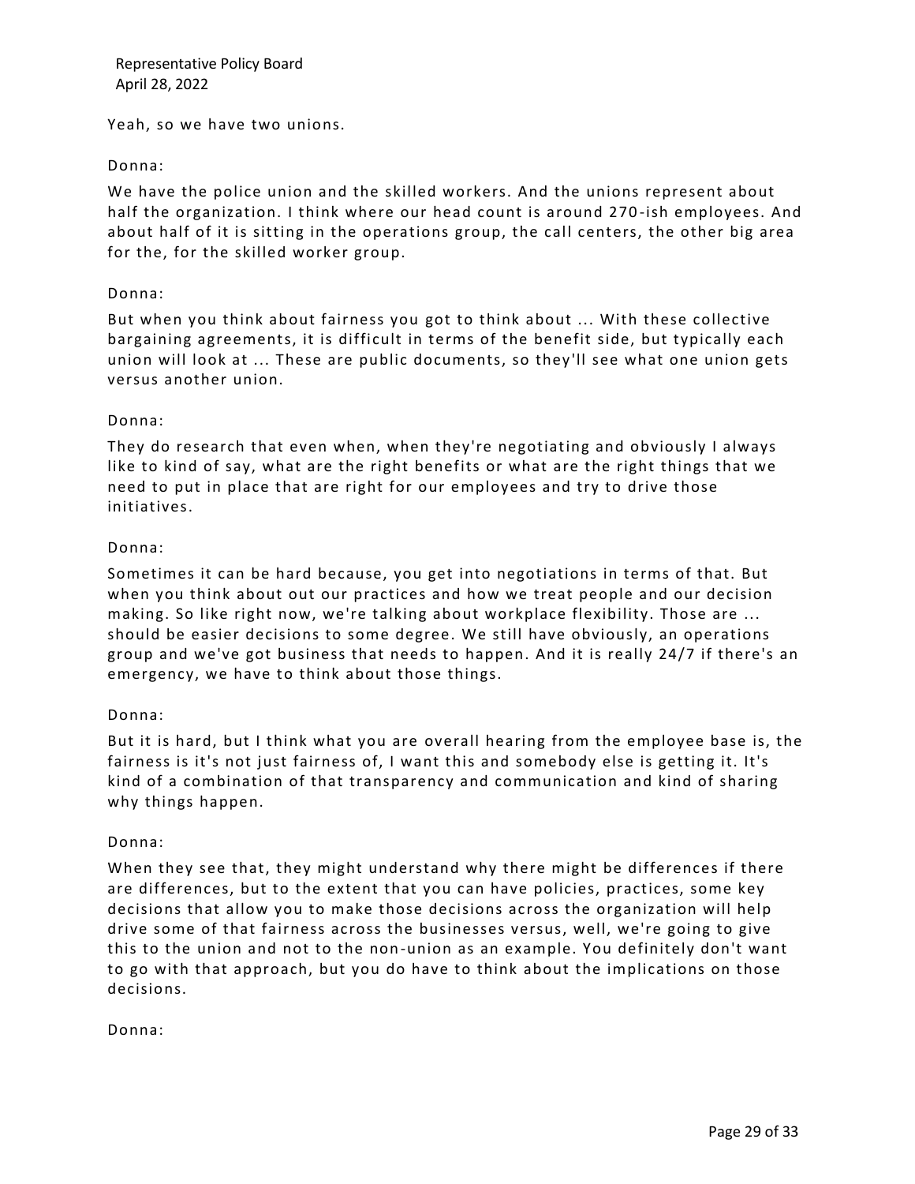Yeah, so we have two unions.

Donna:

We have the police union and the skilled workers. And the unions represent about half the organization. I think where our head count is around 270-ish employees. And about half of it is sitting in the operations group, the call centers, the other big area for the, for the skilled worker group.

Donna:

But when you think about fairness you got to think about ... With these collective bargaining agreements, it is difficult in terms of the benefit side, but typically each union will look at ... These are public documents, so they'll see what one union gets versus another union.

Donna:

They do research that even when, when they're negotiating and obviously I always like to kind of say, what are the right benefits or what are the right things that we need to put in place that are right for our employees and try to drive those initiatives.

Donna:

Sometimes it can be hard because, you get into negotiations in terms of that. But when you think about out our practices and how we treat people and our decision making. So like right now, we're talking about workplace flexibility. Those are ... should be easier decisions to some degree. We still have obviously, an operations group and we've got business that needs to happen. And it is really 24/7 if there's an emergency, we have to think about those things.

Donna:

But it is hard, but I think what you are overall hearing from the employee base is, the fairness is it's not just fairness of, I want this and somebody else is getting it. It's kind of a combination of that transparency and communication and kind of sharing why things happen.

Donna:

When they see that, they might understand why there might be differences if there are differences, but to the extent that you can have policies, practices, some key decisions that allow you to make those decisions across the organization will help drive some of that fairness across the businesses versus, well, we're going to give this to the union and not to the non-union as an example. You definitely don't want to go with that approach, but you do have to think about the implications on those decisions.

Donna: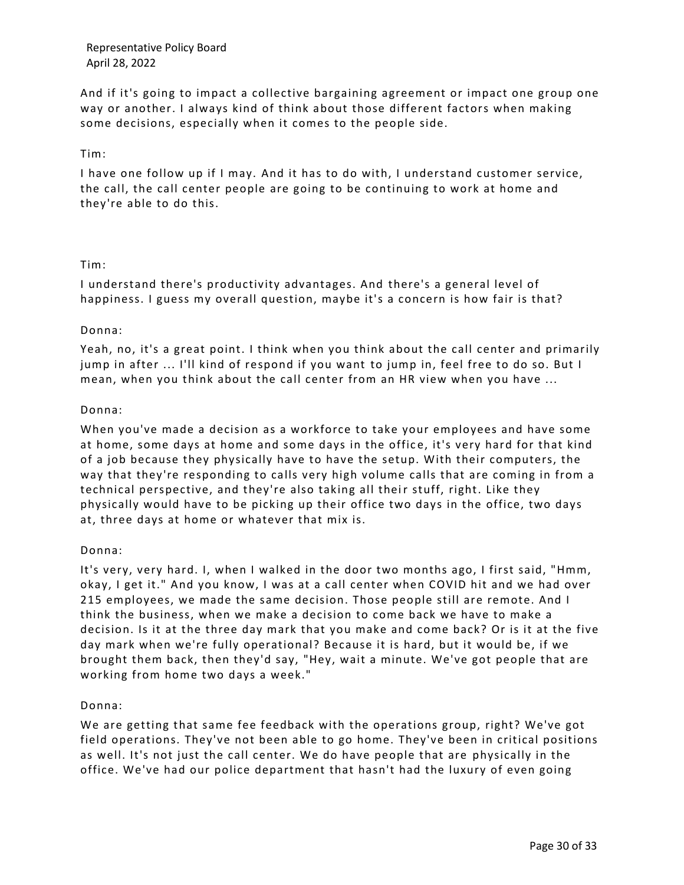And if it's going to impact a collective bargaining agreement or impact one group one way or another. I always kind of think about those different factors when making some decisions, especially when it comes to the people side.

Tim:

I have one follow up if I may. And it has to do with, I understand customer service, the call, the call center people are going to be continuing to work at home and they're able to do this.

Tim:

I understand there's productivity advantages. And there's a general level of happiness. I guess my overall question, maybe it's a concern is how fair is that?

Donna:

Yeah, no, it's a great point. I think when you think about the call center and primarily jump in after ... I'll kind of respond if you want to jump in, feel free to do so. But I mean, when you think about the call center from an HR view when you have ...

Donna:

When you've made a decision as a workforce to take your employees and have some at home, some days at home and some days in the office, it's very hard for that kind of a job because they physically have to have the setup. With their computers, the way that they're responding to calls very high volume calls that are coming in from a technical perspective, and they're also taking all their stuff, right. Like they physically would have to be picking up their office two days in the office, two days at, three days at home or whatever that mix is.

Donna:

It's very, very hard. I, when I walked in the door two months ago, I first said, "Hmm, okay, I get it." And you know, I was at a call center when COVID hit and we had over 215 employees, we made the same decision. Those people still are remote. And I think the business, when we make a decision to come back we have to make a decision. Is it at the three day mark that you make and come back? Or is it at the five day mark when we're fully operational? Because it is hard, but it would be, if we brought them back, then they'd say, "Hey, wait a minute. We've got people that are working from home two days a week."

Donna:

We are getting that same fee feedback with the operations group, right? We've got field operations. They've not been able to go home. They've been in critical positions as well. It's not just the call center. We do have people that are physically in the office. We've had our police department that hasn't had the luxury of even going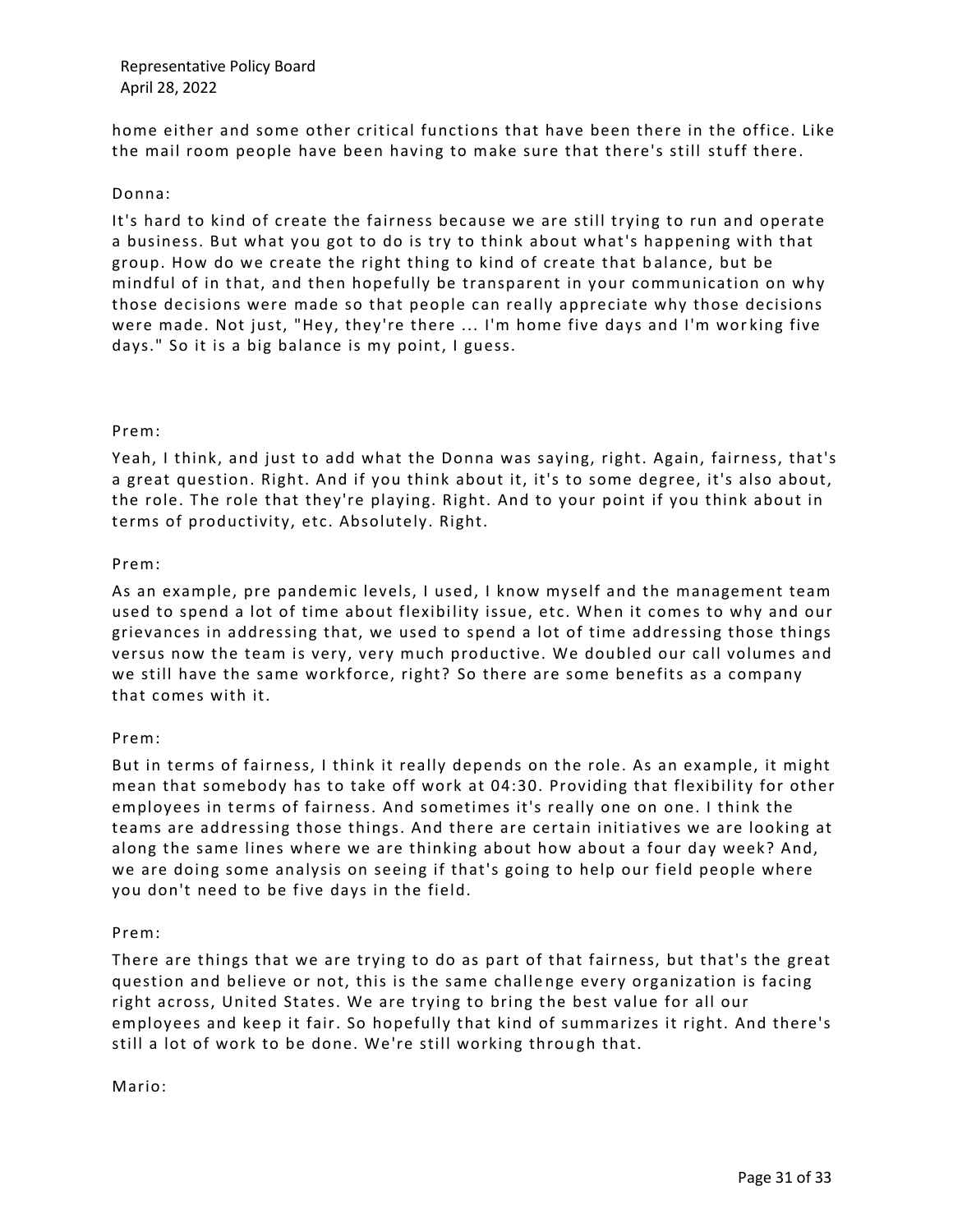home either and some other critical functions that have been there in the office. Like the mail room people have been having to make sure that there's still stuff there.

Donna:

It's hard to kind of create the fairness because we are still trying to run and operate a business. But what you got to do is try to think about what's happening with that group. How do we create the right thing to kind of create that balance, but be mindful of in that, and then hopefully be transparent in your communication on why those decisions were made so that people can really appreciate why those decisions were made. Not just, "Hey, they're there ... I'm home five days and I'm working five days." So it is a big balance is my point, I guess.

Prem:

Yeah, I think, and just to add what the Donna was saying, right. Again, fairness, that's a great question. Right. And if you think about it, it's to some degree, it's also about, the role. The role that they're playing. Right. And to your point if you think about in terms of productivity, etc. Absolutely. Right.

Prem:

As an example, pre pandemic levels, I used, I know myself and the management team used to spend a lot of time about flexibility issue, etc. When it comes to why and our grievances in addressing that, we used to spend a lot of time addressing those things versus now the team is very, very much productive. We doubled our call volumes and we still have the same workforce, right? So there are some benefits as a company that comes with it.

Prem:

But in terms of fairness, I think it really depends on the role. As an example, it might mean that somebody has to take off work at 04:30. Providing that flexibility for other employees in terms of fairness. And sometimes it's really one on one. I think the teams are addressing those things. And there are certain initiatives we are looking at along the same lines where we are thinking about how about a four day week? And, we are doing some analysis on seeing if that's going to help our field people where you don't need to be five days in the field.

Prem:

There are things that we are trying to do as part of that fairness, but that's the great question and believe or not, this is the same challenge every organization is facing right across, United States. We are trying to bring the best value for all our employees and keep it fair. So hopefully that kind of summarizes it right. And there's still a lot of work to be done. We're still working through that.

Mario: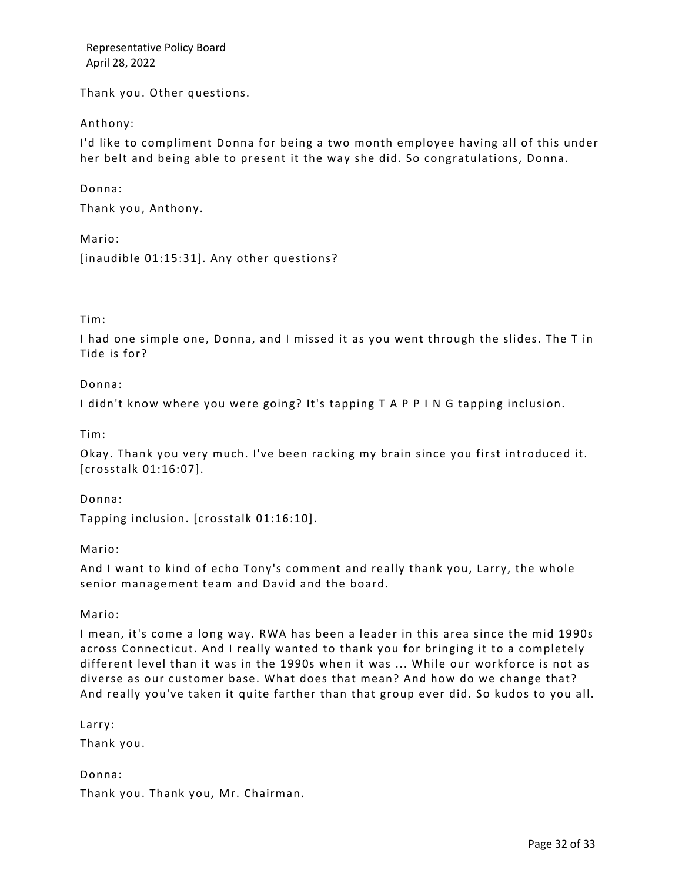Thank you. Other questions.

Anthony:

I'd like to compliment Donna for being a two month employee having all of this under her belt and being able to present it the way she did. So congratulations, Donna.

Donna:

Thank you, Anthony.

Mario:

[inaudible 01:15:31]. Any other questions?

Tim:

I had one simple one, Donna, and I missed it as you went through the slides. The T in Tide is for?

Donna:

I didn't know where you were going? It's tapping T A P P I N G tapping inclusion.

Tim:

Okay. Thank you very much. I've been racking my brain since you first introduced it. [crosstalk 01:16:07].

Donna:

Tapping inclusion. [crosstalk 01:16:10].

Mario:

And I want to kind of echo Tony's comment and really thank you, Larry, the whole senior management team and David and the board.

Mario:

I mean, it's come a long way. RWA has been a leader in this area since the mid 1990s across Connecticut. And I really wanted to thank you for bringing it to a completely different level than it was in the 1990s when it was ... While our workforce is not as diverse as our customer base. What does that mean? And how do we change that? And really you've taken it quite farther than that group ever did. So kudos to you all.

Larry:

Thank you.

Donna:

Thank you. Thank you, Mr. Chairman.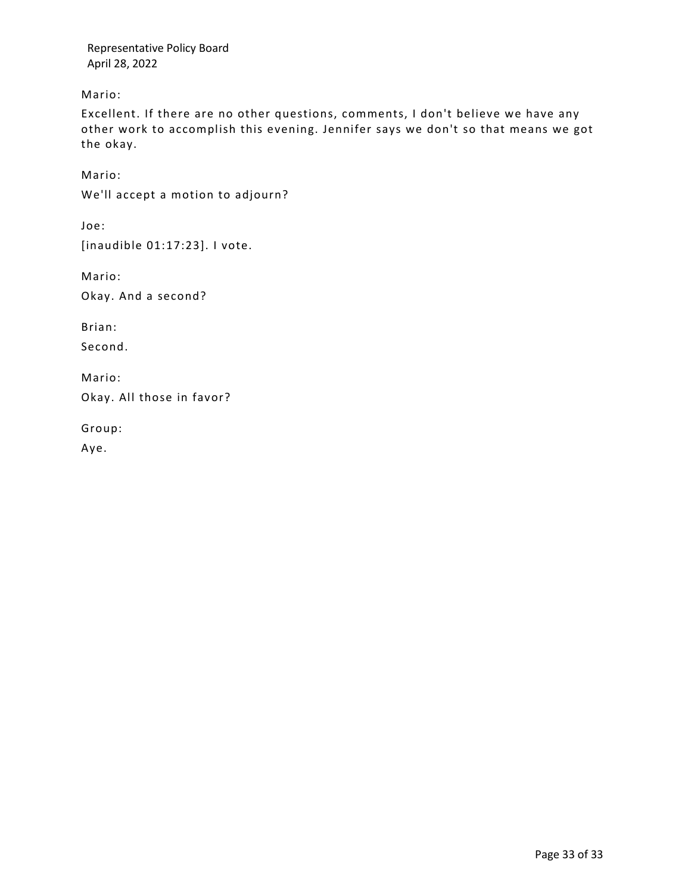Mario:

Excellent. If there are no other questions, comments, I don't believe we have any other work to accomplish this evening. Jennifer says we don't so that means we got the okay.

Mario:

We'll accept a motion to adjourn?

Joe:

[inaudible 01:17:23]. I vote.

Mario:

Okay. And a second?

Brian:

Second.

Mario:

Okay. All those in favor?

Group:

Aye.